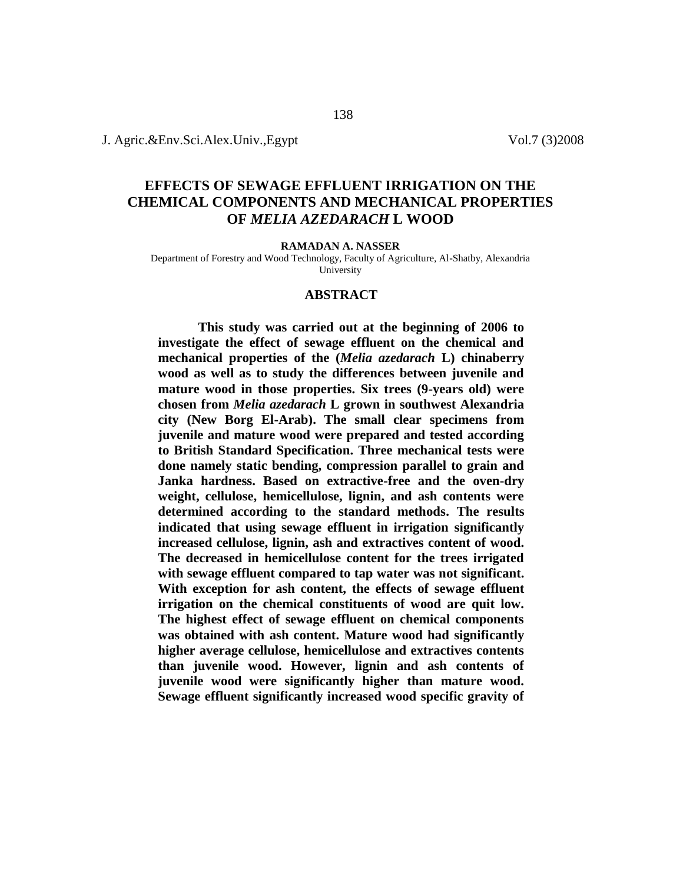# EFFECTS OF SEWAGE EFFLUENT IRRIGATION ON THE CHEMICAL COMPONENTS AND MECHANICAL PROPERTIES OF *MELIA AZEDARACH* L WOOD

**RAMADAN A. NASSER**

Department of Forestry and Wood Technology, Faculty of Agriculture, Al-Shatby, Alexandria University

## ABSTRACT

**This study was carried out at the beginning of 2006 to investigate the effect of sewage effluent on the chemical and mechanical properties of the (*Melia azedarach* L) chinaberry wood as well as to study the differences between juvenile and mature wood in those properties. Six trees (9-years old) were chosen from *Melia azedarach* L grown in southwest Alexandria city (New Borg El-Arab). The small clear specimens from juvenile and mature wood were prepared and tested according to British Standard Specification. Three mechanical tests were done namely static bending, compression parallel to grain and Janka hardness. Based on extractive-free and the oven-dry weight, cellulose, hemicellulose, lignin, and ash contents were determined according to the standard methods. The results indicated that using sewage effluent in irrigation significantly increased cellulose, lignin, ash and extractives content of wood. The decreased in hemicellulose content for the trees irrigated with sewage effluent compared to tap water was not significant. With exception for ash content, the effects of sewage effluent irrigation on the chemical constituents of wood are quit low. The highest effect of sewage effluent on chemical components was obtained with ash content. Mature wood had significantly higher average cellulose, hemicellulose and extractives contents than juvenile wood. However, lignin and ash contents of juvenile wood were significantly higher than mature wood. Sewage effluent significantly increased wood specific gravity of**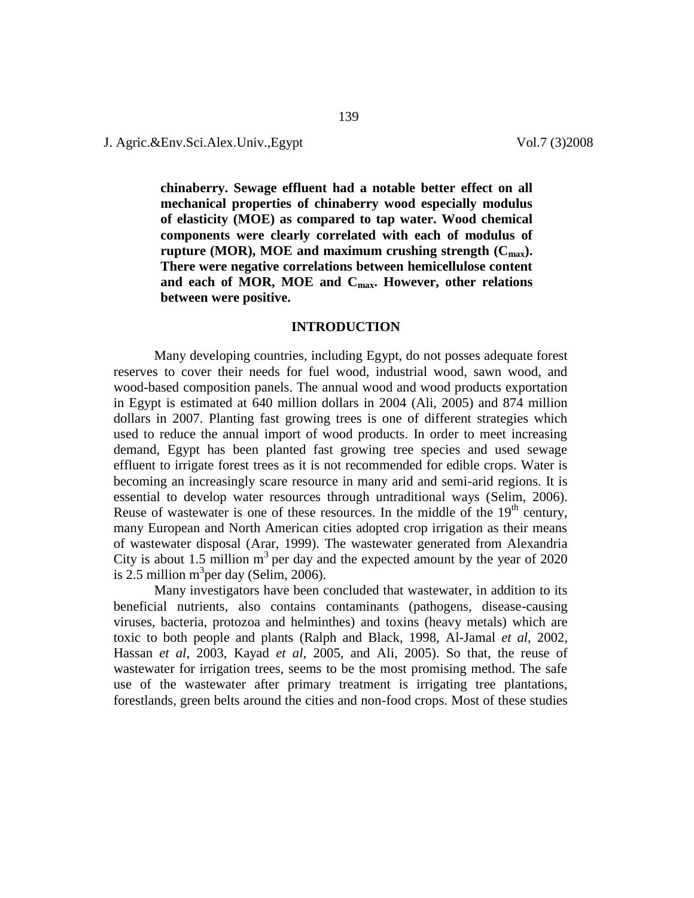**chinaberry. Sewage effluent had a notable better effect on all mechanical properties of chinaberry wood especially modulus of elasticity (MOE) as compared to tap water. Wood chemical components were clearly correlated with each of modulus of rupture (MOR), MOE and maximum crushing strength ($C_{max}$). There were negative correlations between hemicellulose content and each of MOR, MOE and $C_{max}$. However, other relations between were positive.**

## INTRODUCTION

Many developing countries, including Egypt, do not posses adequate forest reserves to cover their needs for fuel wood, industrial wood, sawn wood, and wood-based composition panels. The annual wood and wood products exportation in Egypt is estimated at 640 million dollars in 2004 (Ali, 2005) and 874 million dollars in 2007. Planting fast growing trees is one of different strategies which used to reduce the annual import of wood products. In order to meet increasing demand, Egypt has been planted fast growing tree species and used sewage effluent to irrigate forest trees as it is not recommended for edible crops. Water is becoming an increasingly scare resource in many arid and semi-arid regions. It is essential to develop water resources through untraditional ways (Selim, 2006). Reuse of wastewater is one of these resources. In the middle of the $19^{th}$ century, many European and North American cities adopted crop irrigation as their means of wastewater disposal (Arar, 1999). The wastewater generated from Alexandria City is about 1.5 million $m^3$ per day and the expected amount by the year of 2020 is 2.5 million $m^3$per day (Selim, 2006).

Many investigators have been concluded that wastewater, in addition to its beneficial nutrients, also contains contaminants (pathogens, disease-causing viruses, bacteria, protozoa and helminthes) and toxins (heavy metals) which are toxic to both people and plants (Ralph and Black, 1998, Al-Jamal *et al*, 2002, Hassan *et al*, 2003, Kayad *et al*, 2005, and Ali, 2005). So that, the reuse of wastewater for irrigation trees, seems to be the most promising method. The safe use of the wastewater after primary treatment is irrigating tree plantations, forestlands, green belts around the cities and non-food crops. Most of these studies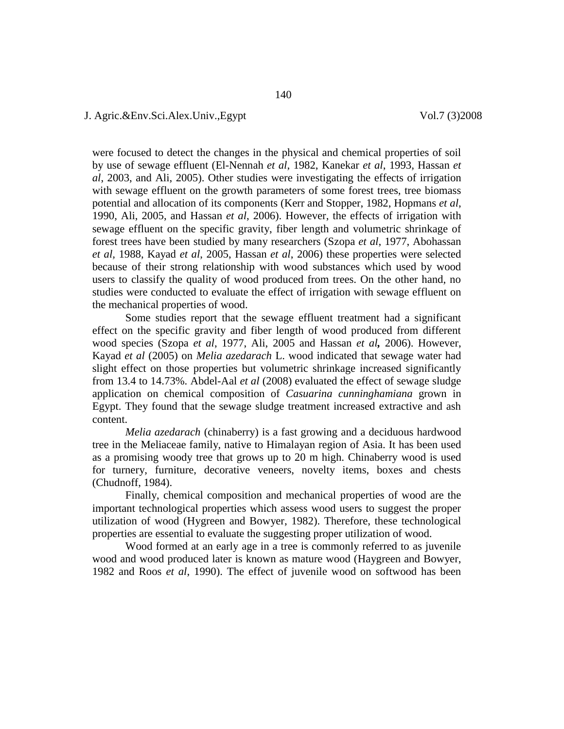were focused to detect the changes in the physical and chemical properties of soil by use of sewage effluent (El-Nennah *et al*, 1982, Kanekar *et al*, 1993, Hassan *et al*, 2003, and Ali, 2005). Other studies were investigating the effects of irrigation with sewage effluent on the growth parameters of some forest trees, tree biomass potential and allocation of its components (Kerr and Stopper, 1982, Hopmans *et al*, 1990, Ali, 2005, and Hassan *et al*, 2006). However, the effects of irrigation with sewage effluent on the specific gravity, fiber length and volumetric shrinkage of forest trees have been studied by many researchers (Szopa *et al*, 1977, Abohassan *et al*, 1988, Kayad *et al*, 2005, Hassan *et al*, 2006) these properties were selected because of their strong relationship with wood substances which used by wood users to classify the quality of wood produced from trees. On the other hand, no studies were conducted to evaluate the effect of irrigation with sewage effluent on the mechanical properties of wood.

Some studies report that the sewage effluent treatment had a significant effect on the specific gravity and fiber length of wood produced from different wood species (Szopa *et al*, 1977, Ali, 2005 and Hassan *et al*, 2006). However, Kayad *et al* (2005) on *Melia azedarach* L. wood indicated that sewage water had slight effect on those properties but volumetric shrinkage increased significantly from 13.4 to 14.73%. Abdel-Aal *et al* (2008) evaluated the effect of sewage sludge application on chemical composition of *Casuarina cunninghamiana* grown in Egypt. They found that the sewage sludge treatment increased extractive and ash content.

*Melia azedarach* (chinaberry) is a fast growing and a deciduous hardwood tree in the Meliaceae family, native to Himalayan region of Asia. It has been used as a promising woody tree that grows up to 20 m high. Chinaberry wood is used for turnery, furniture, decorative veneers, novelty items, boxes and chests (Chudnoff, 1984).

Finally, chemical composition and mechanical properties of wood are the important technological properties which assess wood users to suggest the proper utilization of wood (Hygreen and Bowyer, 1982). Therefore, these technological properties are essential to evaluate the suggesting proper utilization of wood.

Wood formed at an early age in a tree is commonly referred to as juvenile wood and wood produced later is known as mature wood (Haygreen and Bowyer, 1982 and Roos *et al*, 1990). The effect of juvenile wood on softwood has been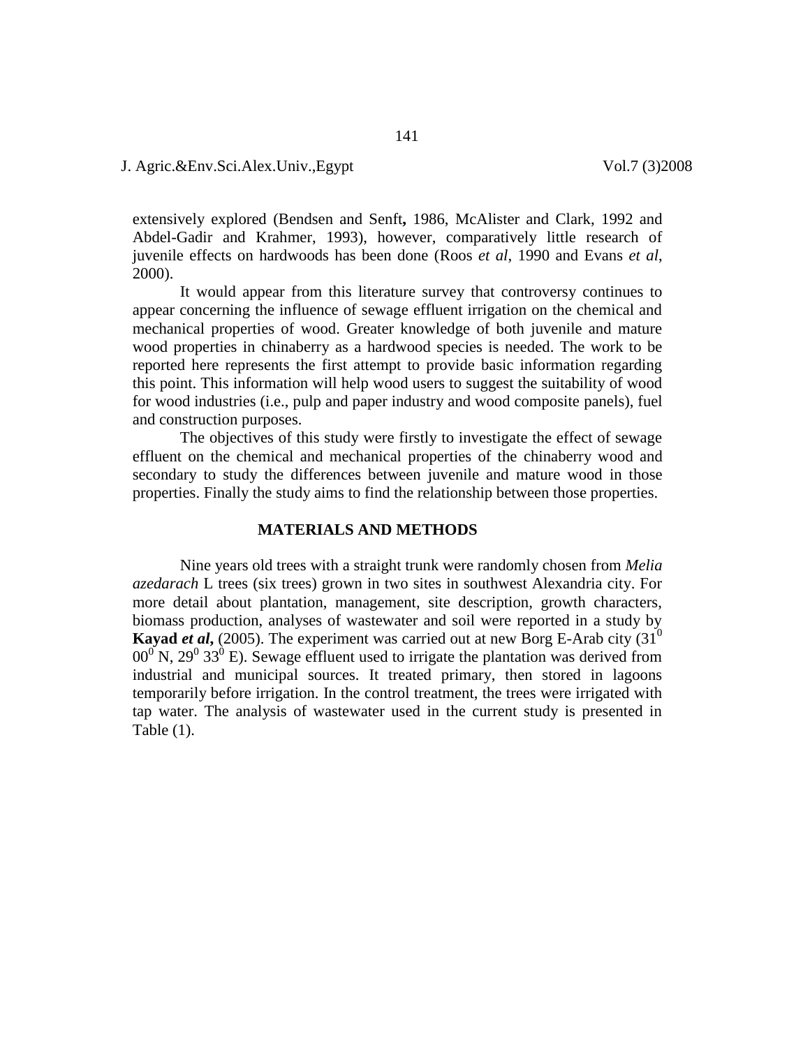extensively explored (Bendsen and Senft**,** 1986, McAlister and Clark, 1992 and Abdel-Gadir and Krahmer, 1993), however, comparatively little research of juvenile effects on hardwoods has been done (Roos *et al*, 1990 and Evans *et al*, 2000).

It would appear from this literature survey that controversy continues to appear concerning the influence of sewage effluent irrigation on the chemical and mechanical properties of wood. Greater knowledge of both juvenile and mature wood properties in chinaberry as a hardwood species is needed. The work to be reported here represents the first attempt to provide basic information regarding this point. This information will help wood users to suggest the suitability of wood for wood industries (i.e., pulp and paper industry and wood composite panels), fuel and construction purposes.

The objectives of this study were firstly to investigate the effect of sewage effluent on the chemical and mechanical properties of the chinaberry wood and secondary to study the differences between juvenile and mature wood in those properties. Finally the study aims to find the relationship between those properties.

## MATERIALS AND METHODS

Nine years old trees with a straight trunk were randomly chosen from *Melia azedarach* L trees (six trees) grown in two sites in southwest Alexandria city. For more detail about plantation, management, site description, growth characters, biomass production, analyses of wastewater and soil were reported in a study by **Kayad *et al*,** (2005). The experiment was carried out at new Borg E-Arab city ($31^0$ $00^0$ N, $29^0$ $33^0$ E). Sewage effluent used to irrigate the plantation was derived from industrial and municipal sources. It treated primary, then stored in lagoons temporarily before irrigation. In the control treatment, the trees were irrigated with tap water. The analysis of wastewater used in the current study is presented in Table (1).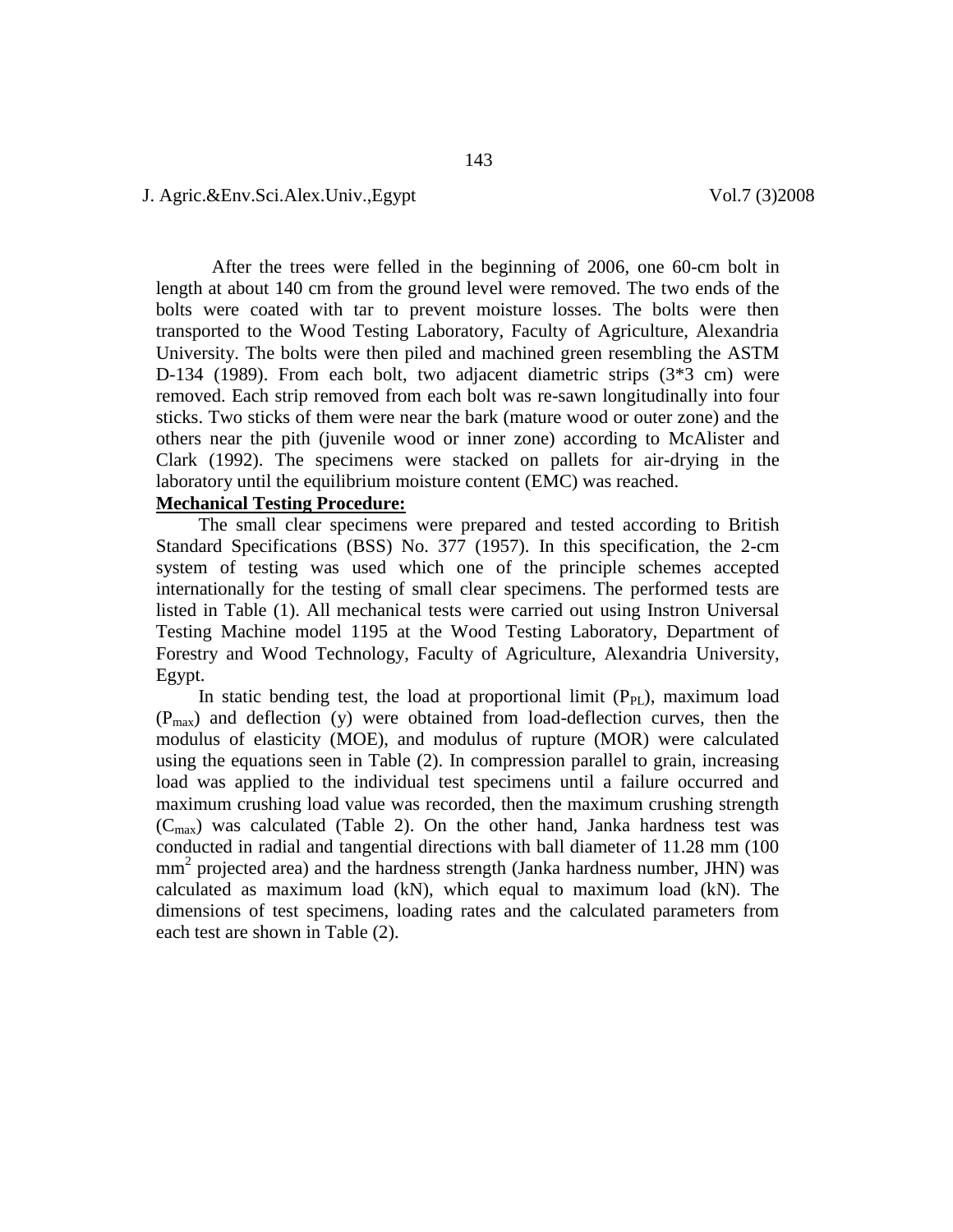After the trees were felled in the beginning of 2006, one 60-cm bolt in length at about 140 cm from the ground level were removed. The two ends of the bolts were coated with tar to prevent moisture losses. The bolts were then transported to the Wood Testing Laboratory, Faculty of Agriculture, Alexandria University. The bolts were then piled and machined green resembling the ASTM D-134 (1989). From each bolt, two adjacent diametric strips (3*3 cm) were removed. Each strip removed from each bolt was re-sawn longitudinally into four sticks. Two sticks of them were near the bark (mature wood or outer zone) and the others near the pith (juvenile wood or inner zone) according to McAlister and Clark (1992). The specimens were stacked on pallets for air-drying in the laboratory until the equilibrium moisture content (EMC) was reached.

**Mechanical Testing Procedure:**

The small clear specimens were prepared and tested according to British Standard Specifications (BSS) No. 377 (1957). In this specification, the 2-cm system of testing was used which one of the principle schemes accepted internationally for the testing of small clear specimens. The performed tests are listed in Table (1). All mechanical tests were carried out using Instron Universal Testing Machine model 1195 at the Wood Testing Laboratory, Department of Forestry and Wood Technology, Faculty of Agriculture, Alexandria University, Egypt.

In static bending test, the load at proportional limit ($P_{PL}$), maximum load ($P_{max}$) and deflection (y) were obtained from load-deflection curves, then the modulus of elasticity (MOE), and modulus of rupture (MOR) were calculated using the equations seen in Table (2). In compression parallel to grain, increasing load was applied to the individual test specimens until a failure occurred and maximum crushing load value was recorded, then the maximum crushing strength ($C_{max}$) was calculated (Table 2). On the other hand, Janka hardness test was conducted in radial and tangential directions with ball diameter of 11.28 mm (100 $mm^2$ projected area) and the hardness strength (Janka hardness number, JHN) was calculated as maximum load (kN), which equal to maximum load (kN). The dimensions of test specimens, loading rates and the calculated parameters from each test are shown in Table (2).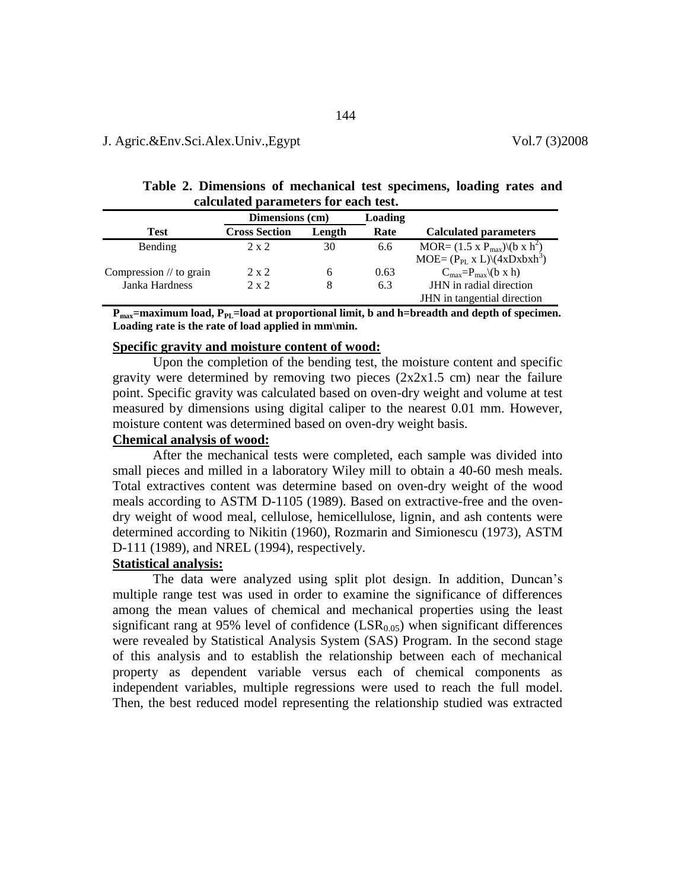**Table 2. Dimensions of mechanical test specimens, loading rates and calculated parameters for each test.**

| Test | Dimensions (cm) | | Loading | Calculated parameters |
|---|---|---|---|---|
| | Cross Section | Length | Rate | |
| Bending | 2 x 2 | 30 | 6.6 | MOR= $(1.5 \times P_{max})\backslash(b \times h^2)$ |
| | | | | MOE= $(P_{PL} \times L)\backslash(4xDxbxh^3)$ |
| Compression // to grain | 2 x 2 | 6 | 0.63 | $C_{max}=P_{max}\backslash(b \times h)$ |
| Janka Hardness | 2 x 2 | 8 | 6.3 | JHN in radial direction |
| | | | | JHN in tangential direction |

**$P_{max}$=maximum load, $P_{PL}$=load at proportional limit, b and h=breadth and depth of specimen. Loading rate is the rate of load applied in mm\min.**

**Specific gravity and moisture content of wood:**

Upon the completion of the bending test, the moisture content and specific gravity were determined by removing two pieces (2x2x1.5 cm) near the failure point. Specific gravity was calculated based on oven-dry weight and volume at test measured by dimensions using digital caliper to the nearest 0.01 mm. However, moisture content was determined based on oven-dry weight basis.

**Chemical analysis of wood:**

After the mechanical tests were completed, each sample was divided into small pieces and milled in a laboratory Wiley mill to obtain a 40-60 mesh meals. Total extractives content was determine based on oven-dry weight of the wood meals according to ASTM D-1105 (1989). Based on extractive-free and the oven-dry weight of wood meal, cellulose, hemicellulose, lignin, and ash contents were determined according to Nikitin (1960), Rozmarin and Simionescu (1973), ASTM D-111 (1989), and NREL (1994), respectively.

**Statistical analysis:**

The data were analyzed using split plot design. In addition, Duncan's multiple range test was used in order to examine the significance of differences among the mean values of chemical and mechanical properties using the least significant rang at 95% level of confidence ($LSR_{0.05}$) when significant differences were revealed by Statistical Analysis System (SAS) Program. In the second stage of this analysis and to establish the relationship between each of mechanical property as dependent variable versus each of chemical components as independent variables, multiple regressions were used to reach the full model. Then, the best reduced model representing the relationship studied was extracted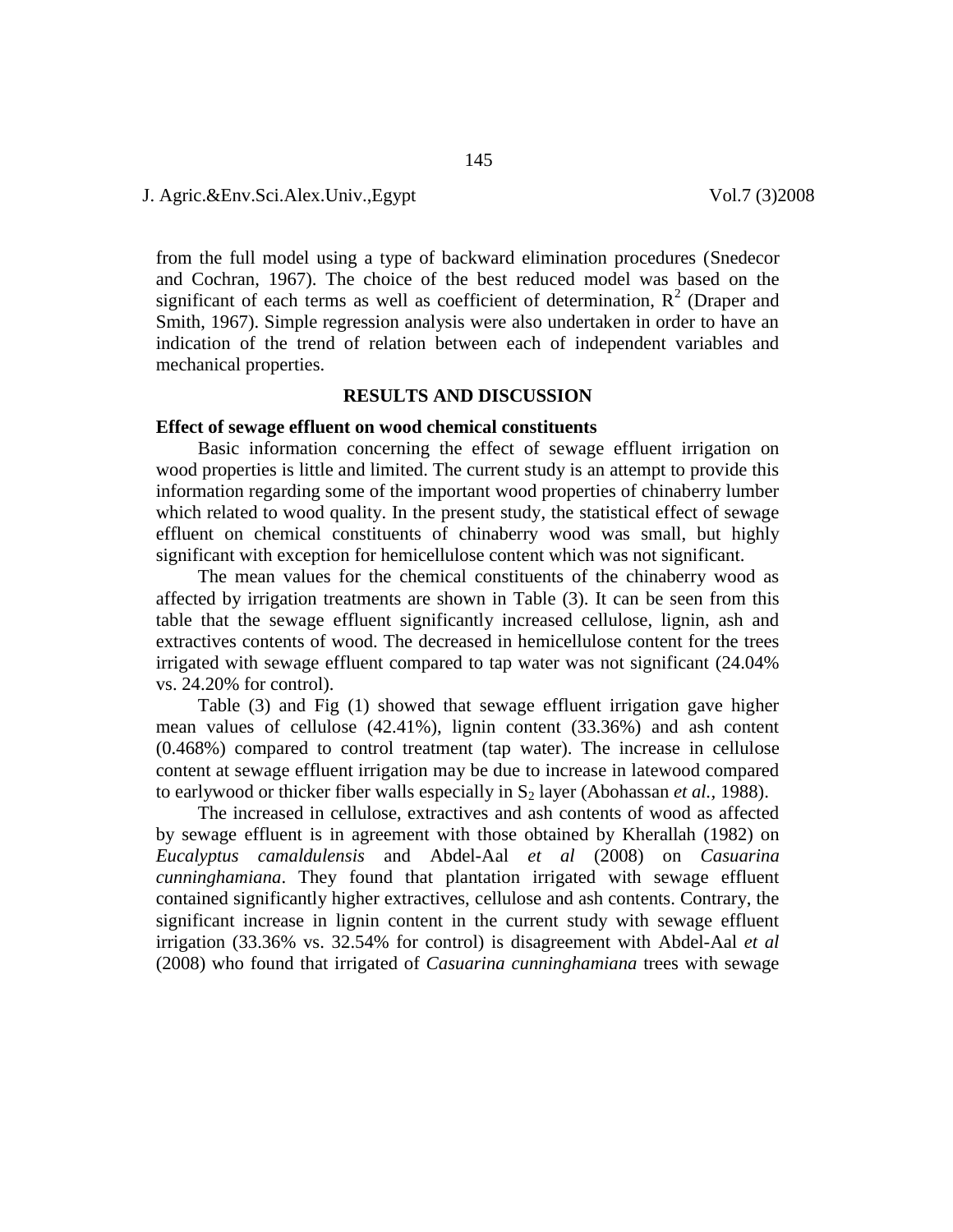from the full model using a type of backward elimination procedures (Snedecor and Cochran, 1967). The choice of the best reduced model was based on the significant of each terms as well as coefficient of determination, $R^2$ (Draper and Smith, 1967). Simple regression analysis were also undertaken in order to have an indication of the trend of relation between each of independent variables and mechanical properties.

## RESULTS AND DISCUSSION

### Effect of sewage effluent on wood chemical constituents

Basic information concerning the effect of sewage effluent irrigation on wood properties is little and limited. The current study is an attempt to provide this information regarding some of the important wood properties of chinaberry lumber which related to wood quality. In the present study, the statistical effect of sewage effluent on chemical constituents of chinaberry wood was small, but highly significant with exception for hemicellulose content which was not significant.

The mean values for the chemical constituents of the chinaberry wood as affected by irrigation treatments are shown in Table (3). It can be seen from this table that the sewage effluent significantly increased cellulose, lignin, ash and extractives contents of wood. The decreased in hemicellulose content for the trees irrigated with sewage effluent compared to tap water was not significant (24.04% vs. 24.20% for control).

Table (3) and Fig (1) showed that sewage effluent irrigation gave higher mean values of cellulose (42.41%), lignin content (33.36%) and ash content (0.468%) compared to control treatment (tap water). The increase in cellulose content at sewage effluent irrigation may be due to increase in latewood compared to earlywood or thicker fiber walls especially in $S_2$ layer (Abohassan *et al.,* 1988).

The increased in cellulose, extractives and ash contents of wood as affected by sewage effluent is in agreement with those obtained by Kherallah (1982) on *Eucalyptus camaldulensis* and Abdel-Aal *et al* (2008) on *Casuarina cunninghamiana*. They found that plantation irrigated with sewage effluent contained significantly higher extractives, cellulose and ash contents. Contrary, the significant increase in lignin content in the current study with sewage effluent irrigation (33.36% vs. 32.54% for control) is disagreement with Abdel-Aal *et al* (2008) who found that irrigated of *Casuarina cunninghamiana* trees with sewage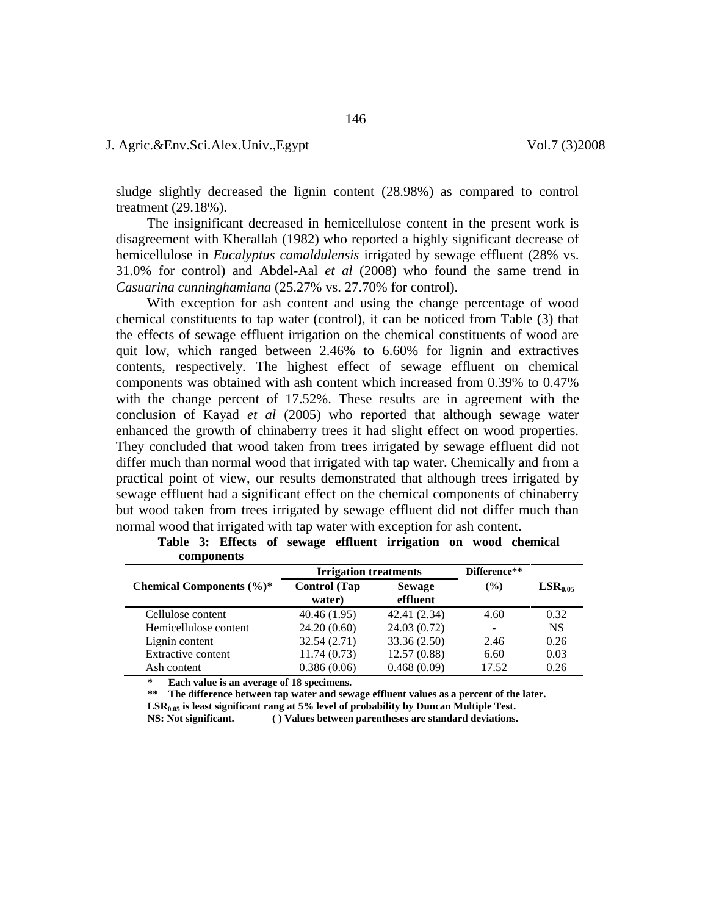sludge slightly decreased the lignin content (28.98%) as compared to control treatment (29.18%).

The insignificant decreased in hemicellulose content in the present work is disagreement with Kherallah (1982) who reported a highly significant decrease of hemicellulose in *Eucalyptus camaldulensis* irrigated by sewage effluent (28% vs. 31.0% for control) and Abdel-Aal *et al* (2008) who found the same trend in *Casuarina cunninghamiana* (25.27% vs. 27.70% for control).

With exception for ash content and using the change percentage of wood chemical constituents to tap water (control), it can be noticed from Table (3) that the effects of sewage effluent irrigation on the chemical constituents of wood are quit low, which ranged between 2.46% to 6.60% for lignin and extractives contents, respectively. The highest effect of sewage effluent on chemical components was obtained with ash content which increased from 0.39% to 0.47% with the change percent of 17.52%. These results are in agreement with the conclusion of Kayad *et al* (2005) who reported that although sewage water enhanced the growth of chinaberry trees it had slight effect on wood properties. They concluded that wood taken from trees irrigated by sewage effluent did not differ much than normal wood that irrigated with tap water. Chemically and from a practical point of view, our results demonstrated that although trees irrigated by sewage effluent had a significant effect on the chemical components of chinaberry but wood taken from trees irrigated by sewage effluent did not differ much than normal wood that irrigated with tap water with exception for ash content.

**Table 3: Effects of sewage effluent irrigation on wood chemical components**

| Chemical Components (%)* | Irrigation treatments | | Difference** (%) | $LSR_{0.05}$ |
|---|---|---|---|---|
| | Control (Tap water) | Sewage effluent | | |
| Cellulose content | 40.46 (1.95) | 42.41 (2.34) | 4.60 | 0.32 |
| Hemicellulose content | 24.20 (0.60) | 24.03 (0.72) | - | NS |
| Lignin content | 32.54 (2.71) | 33.36 (2.50) | 2.46 | 0.26 |
| Extractive content | 11.74 (0.73) | 12.57 (0.88) | 6.60 | 0.03 |
| Ash content | 0.386 (0.06) | 0.468 (0.09) | 17.52 | 0.26 |

**\* Each value is an average of 18 specimens.**

**\*\* The difference between tap water and sewage effluent values as a percent of the later.**

**$LSR_{0.05}$ is least significant rang at 5% level of probability by Duncan Multiple Test.**

**NS: Not significant. ( ) Values between parentheses are standard deviations.**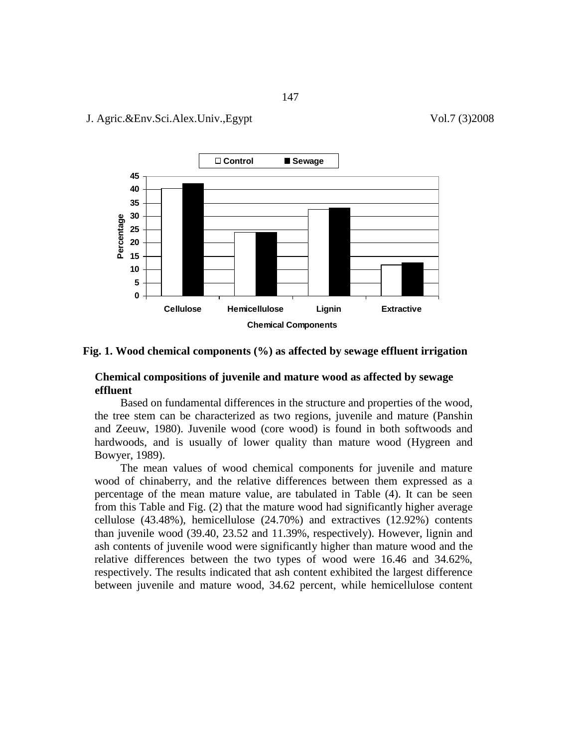**Fig. 1. Wood chemical components (%) as affected by sewage effluent irrigation**

### Chemical compositions of juvenile and mature wood as affected by sewage effluent

Based on fundamental differences in the structure and properties of the wood, the tree stem can be characterized as two regions, juvenile and mature (Panshin and Zeeuw, 1980). Juvenile wood (core wood) is found in both softwoods and hardwoods, and is usually of lower quality than mature wood (Hygreen and Bowyer, 1989).

The mean values of wood chemical components for juvenile and mature wood of chinaberry, and the relative differences between them expressed as a percentage of the mean mature value, are tabulated in Table (4). It can be seen from this Table and Fig. (2) that the mature wood had significantly higher average cellulose (43.48%), hemicellulose (24.70%) and extractives (12.92%) contents than juvenile wood (39.40, 23.52 and 11.39%, respectively). However, lignin and ash contents of juvenile wood were significantly higher than mature wood and the relative differences between the two types of wood were 16.46 and 34.62%, respectively. The results indicated that ash content exhibited the largest difference between juvenile and mature wood, 34.62 percent, while hemicellulose content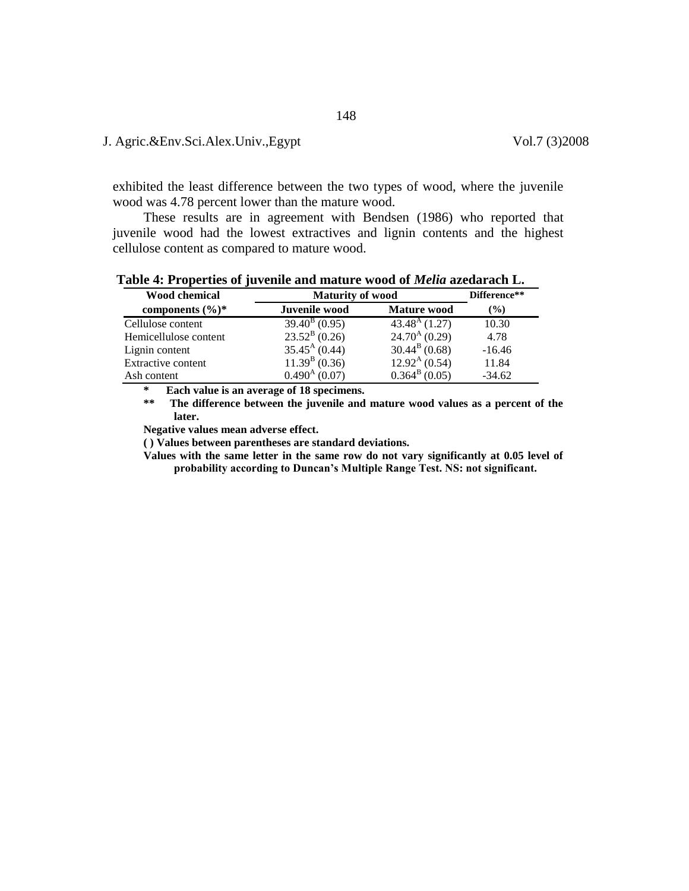exhibited the least difference between the two types of wood, where the juvenile wood was 4.78 percent lower than the mature wood.

These results are in agreement with Bendsen (1986) who reported that juvenile wood had the lowest extractives and lignin contents and the highest cellulose content as compared to mature wood.

**Table 4: Properties of juvenile and mature wood of *Melia* azedarach L.**

| **Wood chemical components (%)*** | **Maturity of wood** | | **Difference** (%)** |
|---|---|---|---|
| | **Juvenile wood** | **Mature wood** | |
| Cellulose content | $39.40^{B}$ (0.95) | $43.48^{A}$ (1.27) | 10.30 |
| Hemicellulose content | $23.52^{B}$ (0.26) | $24.70^{A}$ (0.29) | 4.78 |
| Lignin content | $35.45^{A}$ (0.44) | $30.44^{B}$ (0.68) | -16.46 |
| Extractive content | $11.39^{B}$ (0.36) | $12.92^{A}$ (0.54) | 11.84 |
| Ash content | $0.490^{A}$ (0.07) | $0.364^{B}$ (0.05) | -34.62 |

**\* Each value is an average of 18 specimens.**

**\*\* The difference between the juvenile and mature wood values as a percent of the later.**

**Negative values mean adverse effect.**

**( ) Values between parentheses are standard deviations.**

**Values with the same letter in the same row do not vary significantly at 0.05 level of probability according to Duncan's Multiple Range Test. NS: not significant.**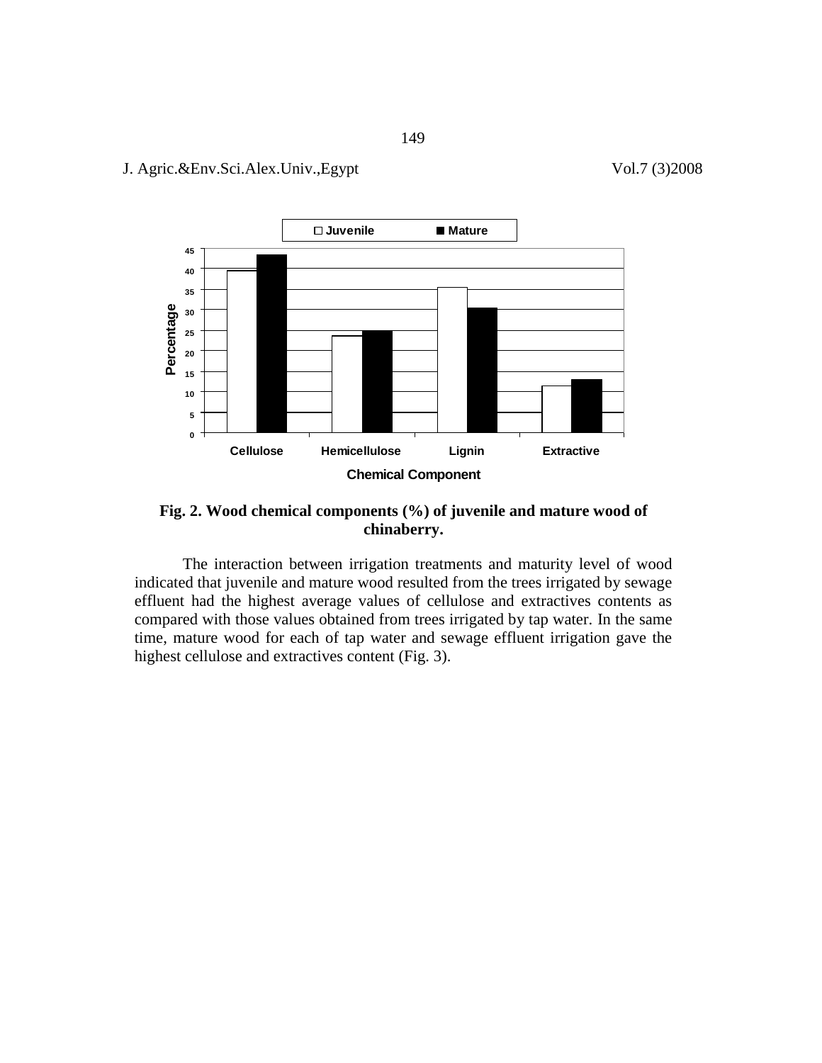**Fig. 2. Wood chemical components (%) of juvenile and mature wood of chinaberry.**

The interaction between irrigation treatments and maturity level of wood indicated that juvenile and mature wood resulted from the trees irrigated by sewage effluent had the highest average values of cellulose and extractives contents as compared with those values obtained from trees irrigated by tap water. In the same time, mature wood for each of tap water and sewage effluent irrigation gave the highest cellulose and extractives content (Fig. 3).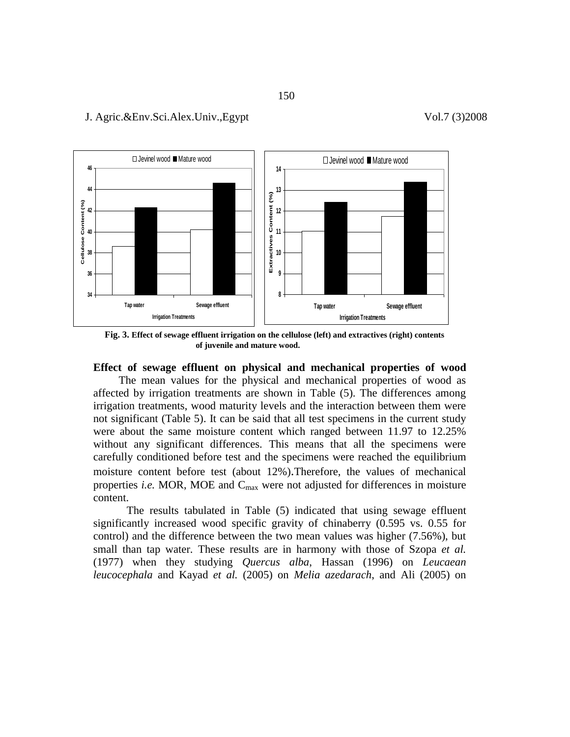Fig. 3. Effect of sewage effluent irrigation on the cellulose (left) and extractives (right) contents of juvenile and mature wood.

## Effect of sewage effluent on physical and mechanical properties of wood

The mean values for the physical and mechanical properties of wood as affected by irrigation treatments are shown in Table (5). The differences among irrigation treatments, wood maturity levels and the interaction between them were not significant (Table 5). It can be said that all test specimens in the current study were about the same moisture content which ranged between 11.97 to 12.25% without any significant differences. This means that all the specimens were carefully conditioned before test and the specimens were reached the equilibrium moisture content before test (about 12%).Therefore, the values of mechanical properties *i.e.* MOR, MOE and $C_{max}$ were not adjusted for differences in moisture content.

The results tabulated in Table (5) indicated that using sewage effluent significantly increased wood specific gravity of chinaberry (0.595 vs. 0.55 for control) and the difference between the two mean values was higher (7.56%), but small than tap water. These results are in harmony with those of Szopa *et al.* (1977) when they studying *Quercus alba*, Hassan (1996) on *Leucaean leucocephala* and Kayad *et al.* (2005) on *Melia azedarach*, and Ali (2005) on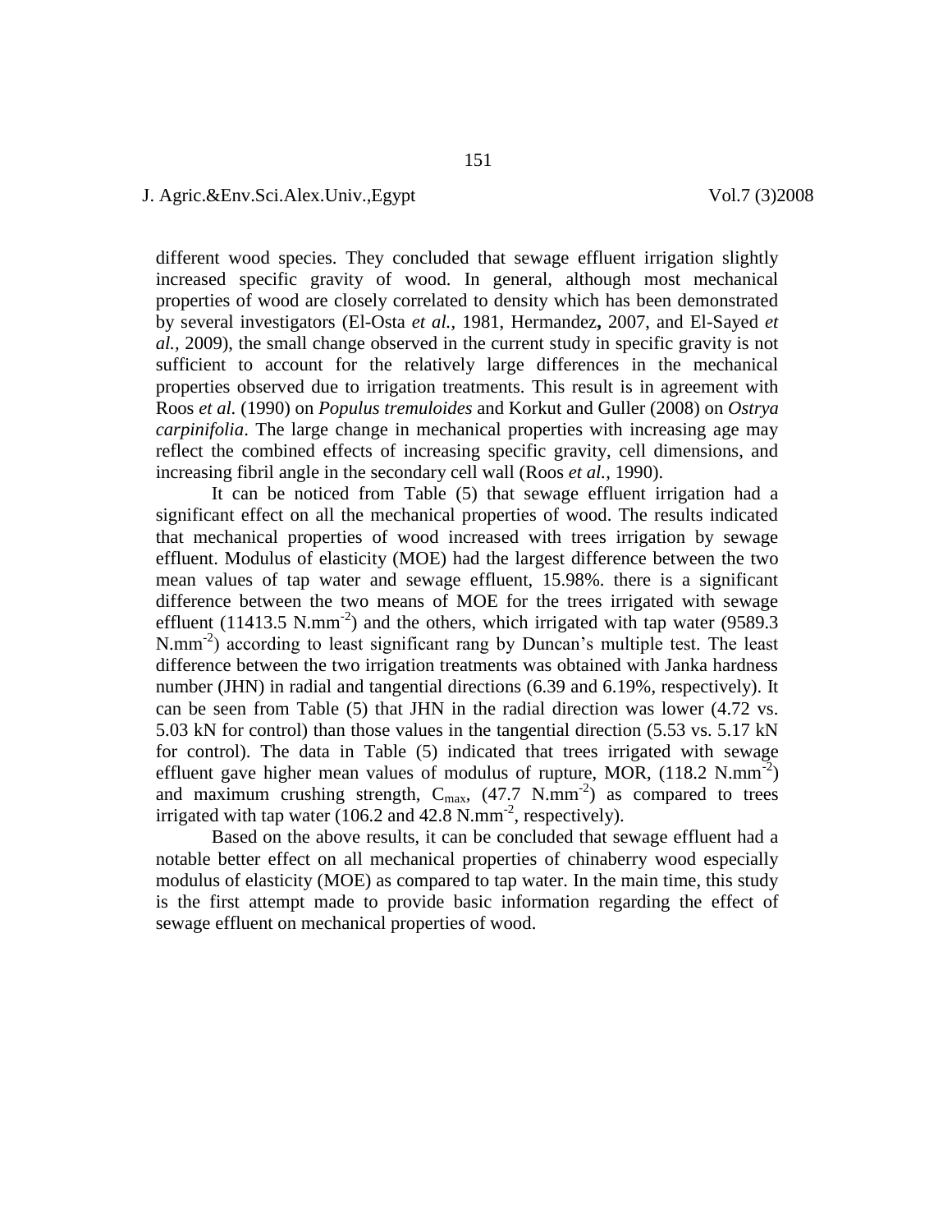different wood species. They concluded that sewage effluent irrigation slightly increased specific gravity of wood. In general, although most mechanical properties of wood are closely correlated to density which has been demonstrated by several investigators (El-Osta *et al.*, 1981, Hermandez**,** 2007, and El-Sayed *et al.*, 2009), the small change observed in the current study in specific gravity is not sufficient to account for the relatively large differences in the mechanical properties observed due to irrigation treatments. This result is in agreement with Roos *et al.* (1990) on *Populus tremuloides* and Korkut and Guller (2008) on *Ostrya carpinifolia*. The large change in mechanical properties with increasing age may reflect the combined effects of increasing specific gravity, cell dimensions, and increasing fibril angle in the secondary cell wall (Roos *et al.*, 1990).

It can be noticed from Table (5) that sewage effluent irrigation had a significant effect on all the mechanical properties of wood. The results indicated that mechanical properties of wood increased with trees irrigation by sewage effluent. Modulus of elasticity (MOE) had the largest difference between the two mean values of tap water and sewage effluent, 15.98%. there is a significant difference between the two means of MOE for the trees irrigated with sewage effluent (11413.5 $N.mm^{-2}$) and the others, which irrigated with tap water (9589.3 $N.mm^{-2}$) according to least significant rang by Duncan's multiple test. The least difference between the two irrigation treatments was obtained with Janka hardness number (JHN) in radial and tangential directions (6.39 and 6.19%, respectively). It can be seen from Table (5) that JHN in the radial direction was lower (4.72 vs. 5.03 kN for control) than those values in the tangential direction (5.53 vs. 5.17 kN for control). The data in Table (5) indicated that trees irrigated with sewage effluent gave higher mean values of modulus of rupture, MOR, (118.2 $N.mm^{-2}$) and maximum crushing strength, $C_{max}$, (47.7 $N.mm^{-2}$) as compared to trees irrigated with tap water (106.2 and 42.8 $N.mm^{-2}$, respectively).

Based on the above results, it can be concluded that sewage effluent had a notable better effect on all mechanical properties of chinaberry wood especially modulus of elasticity (MOE) as compared to tap water. In the main time, this study is the first attempt made to provide basic information regarding the effect of sewage effluent on mechanical properties of wood.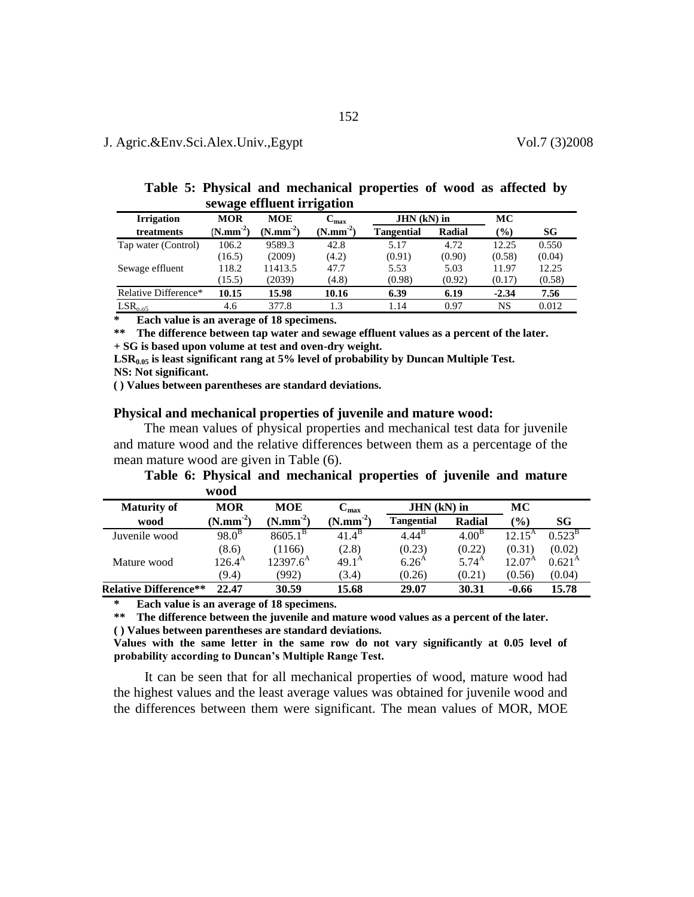**Table 5: Physical and mechanical properties of wood as affected by sewage effluent irrigation**

| Irrigation treatments | MOR ($N.mm^{-2}$) | MOE ($N.mm^{-2}$) | $C_{max}$ ($N.mm^{-2}$) | JHN (kN) in | | MC (%) | SG |
|---|---|---|---|---|---|---|---|
| | | | | Tangential | Radial | | |
| Tap water (Control) | 106.2 | 9589.3 | 42.8 | 5.17 | 4.72 | 12.25 | 0.550 |
| | (16.5) | (2009) | (4.2) | (0.91) | (0.90) | (0.58) | (0.04) |
| Sewage effluent | 118.2 | 11413.5 | 47.7 | 5.53 | 5.03 | 11.97 | 12.25 |
| | (15.5) | (2039) | (4.8) | (0.98) | (0.92) | (0.17) | (0.58) |
| Relative Difference* | **10.15** | **15.98** | **10.16** | **6.39** | **6.19** | **-2.34** | **7.56** |
| $LSR_{0.05}$ | 4.6 | 377.8 | 1.3 | 1.14 | 0.97 | NS | 0.012 |

**\*   Each value is an average of 18 specimens.**
**\*\*   The difference between tap water and sewage effluent values as a percent of the later.**
**+ SG is based upon volume at test and oven-dry weight.**
**$LSR_{0.05}$ is least significant rang at 5% level of probability by Duncan Multiple Test.**
**NS: Not significant.**
**( ) Values between parentheses are standard deviations.**

### Physical and mechanical properties of juvenile and mature wood:

The mean values of physical properties and mechanical test data for juvenile and mature wood and the relative differences between them as a percentage of the mean mature wood are given in Table (6).

**Table 6: Physical and mechanical properties of juvenile and mature wood**

| Maturity of wood | MOR ($N.mm^{-2}$) | MOE ($N.mm^{-2}$) | $C_{max}$ ($N.mm^{-2}$) | JHN (kN) in | | MC (%) | SG |
|---|---|---|---|---|---|---|---|
| | | | | Tangential | Radial | | |
| Juvenile wood | $98.0^{B}$ | $8605.1^{B}$ | $41.4^{B}$ | $4.44^{B}$ | $4.00^{B}$ | $12.15^{A}$ | $0.523^{B}$ |
| | (8.6) | (1166) | (2.8) | (0.23) | (0.22) | (0.31) | (0.02) |
| Mature wood | $126.4^{A}$ | $12397.6^{A}$ | $49.1^{A}$ | $6.26^{A}$ | $5.74^{A}$ | $12.07^{A}$ | $0.621^{A}$ |
| | (9.4) | (992) | (3.4) | (0.26) | (0.21) | (0.56) | (0.04) |
| **Relative Difference\*\*** | **22.47** | **30.59** | **15.68** | **29.07** | **30.31** | **-0.66** | **15.78** |

**\*   Each value is an average of 18 specimens.**
**\*\*   The difference between the juvenile and mature wood values as a percent of the later.**
**( ) Values between parentheses are standard deviations.**
**Values with the same letter in the same row do not vary significantly at 0.05 level of probability according to Duncan's Multiple Range Test.**

It can be seen that for all mechanical properties of wood, mature wood had the highest values and the least average values was obtained for juvenile wood and the differences between them were significant. The mean values of MOR, MOE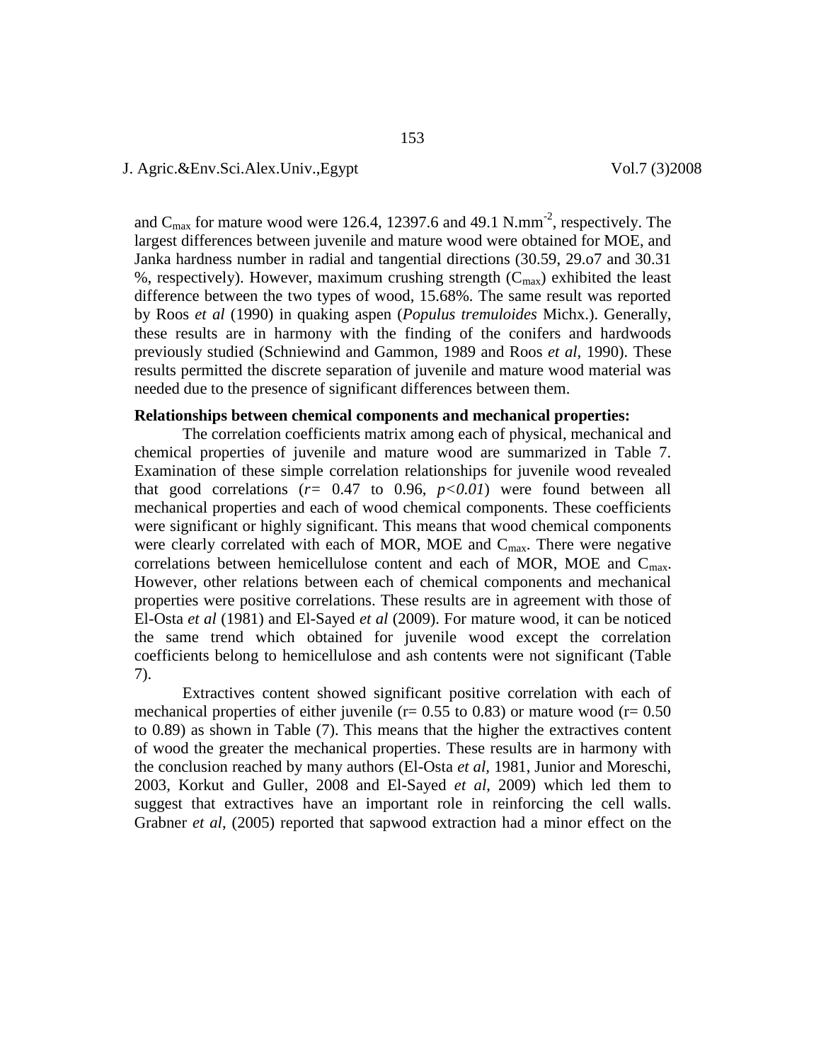and $C_{max}$ for mature wood were 126.4, 12397.6 and 49.1 N.mm$^{-2}$, respectively. The largest differences between juvenile and mature wood were obtained for MOE, and Janka hardness number in radial and tangential directions (30.59, 29.o7 and 30.31 %, respectively). However, maximum crushing strength ($C_{max}$) exhibited the least difference between the two types of wood, 15.68%. The same result was reported by Roos *et al* (1990) in quaking aspen (*Populus tremuloides* Michx.). Generally, these results are in harmony with the finding of the conifers and hardwoods previously studied (Schniewind and Gammon, 1989 and Roos *et al*, 1990). These results permitted the discrete separation of juvenile and mature wood material was needed due to the presence of significant differences between them.

**Relationships between chemical components and mechanical properties:**

The correlation coefficients matrix among each of physical, mechanical and chemical properties of juvenile and mature wood are summarized in Table 7. Examination of these simple correlation relationships for juvenile wood revealed that good correlations ($r$= 0.47 to 0.96, $p<0.01$) were found between all mechanical properties and each of wood chemical components. These coefficients were significant or highly significant. This means that wood chemical components were clearly correlated with each of MOR, MOE and $C_{max}$. There were negative correlations between hemicellulose content and each of MOR, MOE and $C_{max}$. However, other relations between each of chemical components and mechanical properties were positive correlations. These results are in agreement with those of El-Osta *et al* (1981) and El-Sayed *et al* (2009). For mature wood, it can be noticed the same trend which obtained for juvenile wood except the correlation coefficients belong to hemicellulose and ash contents were not significant (Table 7).

Extractives content showed significant positive correlation with each of mechanical properties of either juvenile (r= 0.55 to 0.83) or mature wood (r= 0.50 to 0.89) as shown in Table (7). This means that the higher the extractives content of wood the greater the mechanical properties. These results are in harmony with the conclusion reached by many authors (El-Osta *et al*, 1981, Junior and Moreschi, 2003, Korkut and Guller, 2008 and El-Sayed *et al*, 2009) which led them to suggest that extractives have an important role in reinforcing the cell walls. Grabner *et al*, (2005) reported that sapwood extraction had a minor effect on the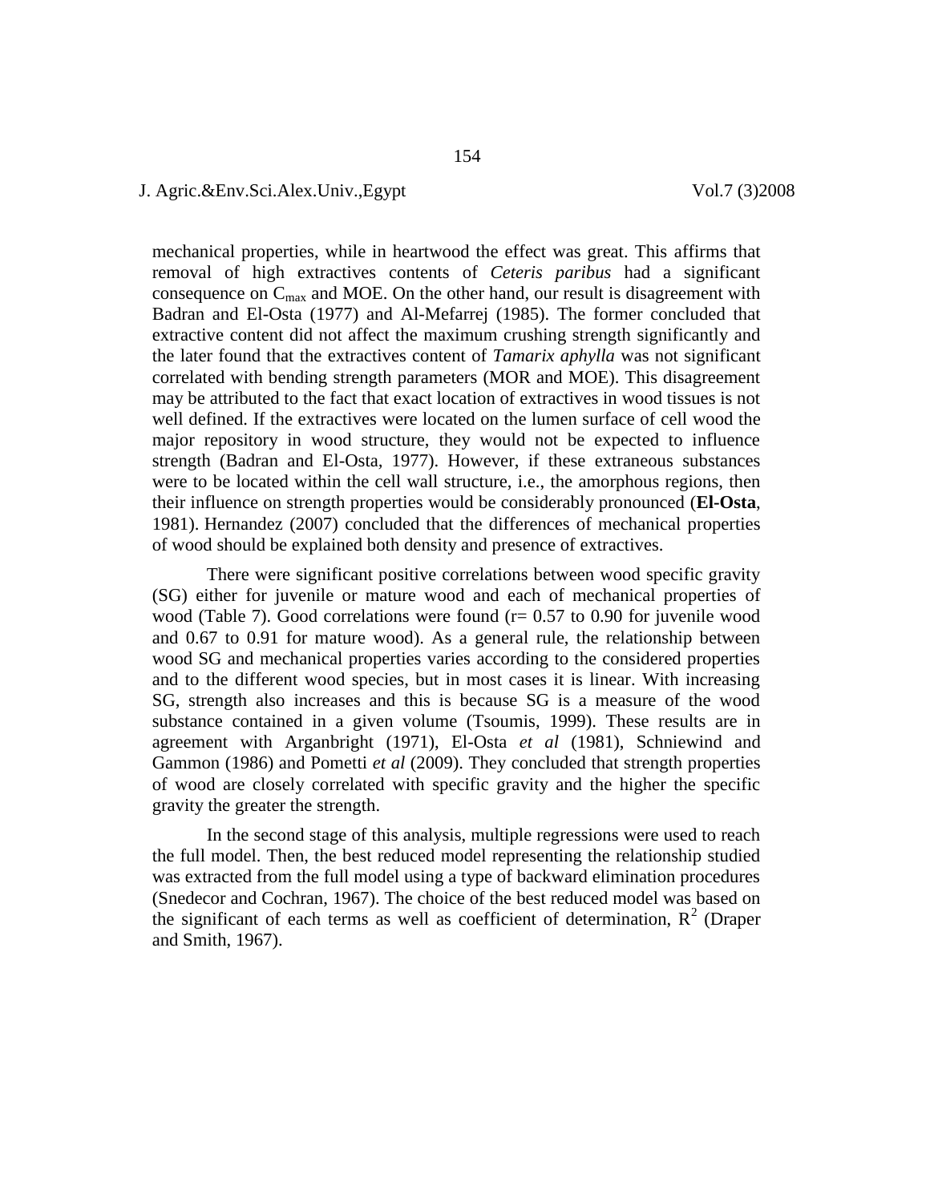mechanical properties, while in heartwood the effect was great. This affirms that removal of high extractives contents of *Ceteris paribus* had a significant consequence on $C_{max}$ and MOE. On the other hand, our result is disagreement with Badran and El-Osta (1977) and Al-Mefarrej (1985). The former concluded that extractive content did not affect the maximum crushing strength significantly and the later found that the extractives content of *Tamarix aphylla* was not significant correlated with bending strength parameters (MOR and MOE). This disagreement may be attributed to the fact that exact location of extractives in wood tissues is not well defined. If the extractives were located on the lumen surface of cell wood the major repository in wood structure, they would not be expected to influence strength (Badran and El-Osta, 1977). However, if these extraneous substances were to be located within the cell wall structure, i.e., the amorphous regions, then their influence on strength properties would be considerably pronounced (**El-Osta**, 1981). Hernandez (2007) concluded that the differences of mechanical properties of wood should be explained both density and presence of extractives.

There were significant positive correlations between wood specific gravity (SG) either for juvenile or mature wood and each of mechanical properties of wood (Table 7). Good correlations were found (r= 0.57 to 0.90 for juvenile wood and 0.67 to 0.91 for mature wood). As a general rule, the relationship between wood SG and mechanical properties varies according to the considered properties and to the different wood species, but in most cases it is linear. With increasing SG, strength also increases and this is because SG is a measure of the wood substance contained in a given volume (Tsoumis, 1999). These results are in agreement with Arganbright (1971), El-Osta *et al* (1981), Schniewind and Gammon (1986) and Pometti *et al* (2009). They concluded that strength properties of wood are closely correlated with specific gravity and the higher the specific gravity the greater the strength.

In the second stage of this analysis, multiple regressions were used to reach the full model. Then, the best reduced model representing the relationship studied was extracted from the full model using a type of backward elimination procedures (Snedecor and Cochran, 1967). The choice of the best reduced model was based on the significant of each terms as well as coefficient of determination, $R^2$ (Draper and Smith, 1967).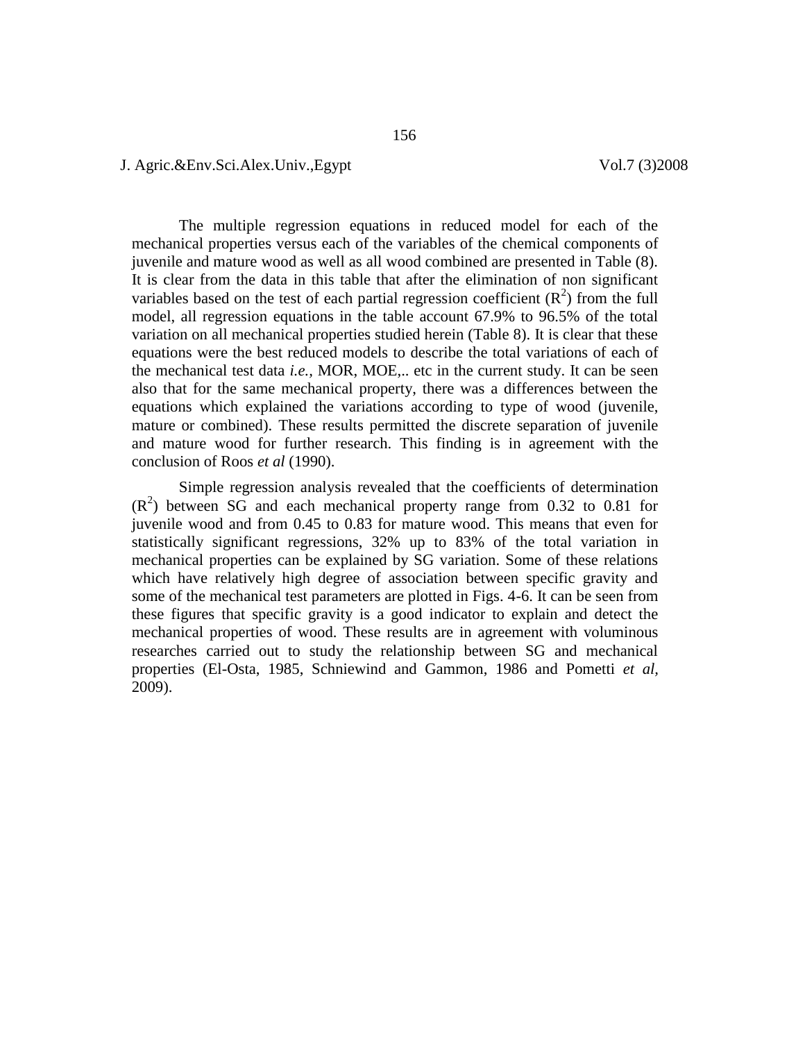The multiple regression equations in reduced model for each of the mechanical properties versus each of the variables of the chemical components of juvenile and mature wood as well as all wood combined are presented in Table (8). It is clear from the data in this table that after the elimination of non significant variables based on the test of each partial regression coefficient ($R^2$) from the full model, all regression equations in the table account 67.9% to 96.5% of the total variation on all mechanical properties studied herein (Table 8). It is clear that these equations were the best reduced models to describe the total variations of each of the mechanical test data *i.e.,* MOR, MOE,.. etc in the current study. It can be seen also that for the same mechanical property, there was a differences between the equations which explained the variations according to type of wood (juvenile, mature or combined). These results permitted the discrete separation of juvenile and mature wood for further research. This finding is in agreement with the conclusion of Roos *et al* (1990).

Simple regression analysis revealed that the coefficients of determination ($R^2$) between SG and each mechanical property range from 0.32 to 0.81 for juvenile wood and from 0.45 to 0.83 for mature wood. This means that even for statistically significant regressions, 32% up to 83% of the total variation in mechanical properties can be explained by SG variation. Some of these relations which have relatively high degree of association between specific gravity and some of the mechanical test parameters are plotted in Figs. 4-6. It can be seen from these figures that specific gravity is a good indicator to explain and detect the mechanical properties of wood. These results are in agreement with voluminous researches carried out to study the relationship between SG and mechanical properties (El-Osta, 1985, Schniewind and Gammon, 1986 and Pometti *et al,* 2009).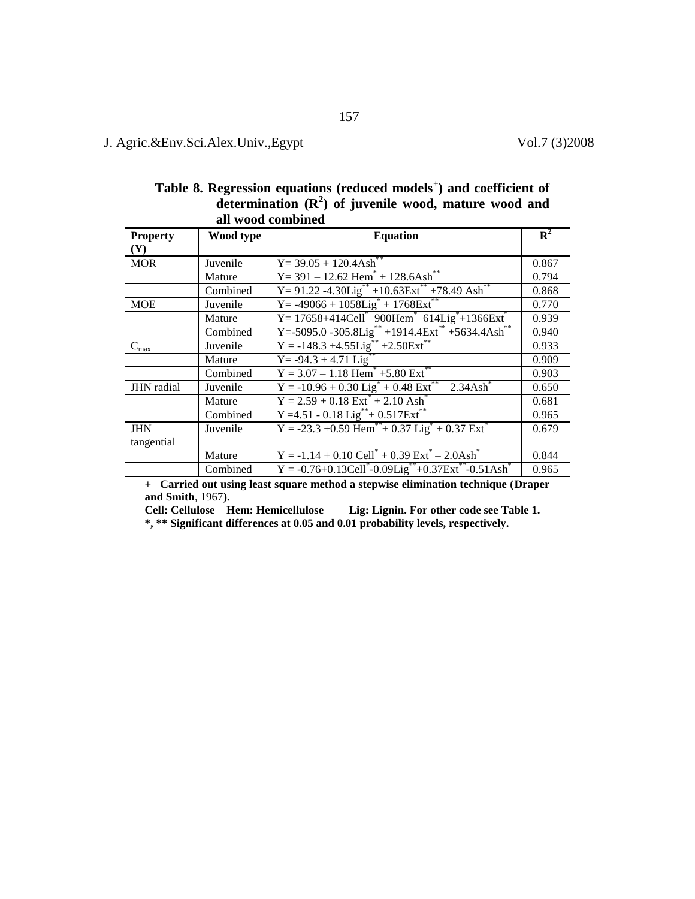**Table 8. Regression equations (reduced models[+]) and coefficient of determination ($R^2$) of juvenile wood, mature wood and all wood combined**

| Property (Y) | Wood type | Equation | $R^2$ |
|---|---|---|---|
| MOR | Juvenile | $Y= 39.05 + 120.4Ash^{**}$ | 0.867 |
| | Mature | $Y= 391 – 12.62\ Hem^{*} + 128.6Ash^{**}$ | 0.794 |
| | Combined | $Y= 91.22 -4.30Lig^{**} +10.63Ext^{**} +78.49\ Ash^{**}$ | 0.868 |
| MOE | Juvenile | $Y= -49066 + 1058Lig^{*} + 1768Ext^{**}$ | 0.770 |
| | Mature | $Y= 17658+414Cell^{*}–900Hem^{*}–614Lig^{*}+1366Ext^{*}$ | 0.939 |
| | Combined | $Y=-5095.0 -305.8Lig^{**} +1914.4Ext^{**} +5634.4Ash^{**}$ | 0.940 |
| $C_{max}$ | Juvenile | $Y = -148.3 +4.55Lig^{**} +2.50Ext^{**}$ | 0.933 |
| | Mature | $Y= -94.3 + 4.71\ Lig^{**}$ | 0.909 |
| | Combined | $Y = 3.07 – 1.18\ Hem^{*} +5.80\ Ext^{**}$ | 0.903 |
| JHN radial | Juvenile | $Y = -10.96 + 0.30\ Lig^{*} + 0.48\ Ext^{**} – 2.34Ash^{*}$ | 0.650 |
| | Mature | $Y = 2.59 + 0.18\ Ext^{*} + 2.10\ Ash^{*}$ | 0.681 |
| | Combined | $Y =4.51 - 0.18\ Lig^{**} + 0.517Ext^{**}$ | 0.965 |
| JHN tangential | Juvenile | $Y = -23.3 +0.59\ Hem^{**} + 0.37\ Lig^{*} + 0.37\ Ext^{*}$ | 0.679 |
| | Mature | $Y = -1.14 + 0.10\ Cell^{*} + 0.39\ Ext^{*} – 2.0Ash^{*}$ | 0.844 |
| | Combined | $Y = -0.76+0.13Cell^{*}-0.09Lig^{**}+0.37Ext^{**}-0.51Ash^{*}$ | 0.965 |

**+ Carried out using least square method a stepwise elimination technique (Draper and Smith**, 1967**).**

**Cell: Cellulose Hem: Hemicellulose Lig: Lignin. For other code see Table 1.**

**\*, \*\* Significant differences at 0.05 and 0.01 probability levels, respectively.**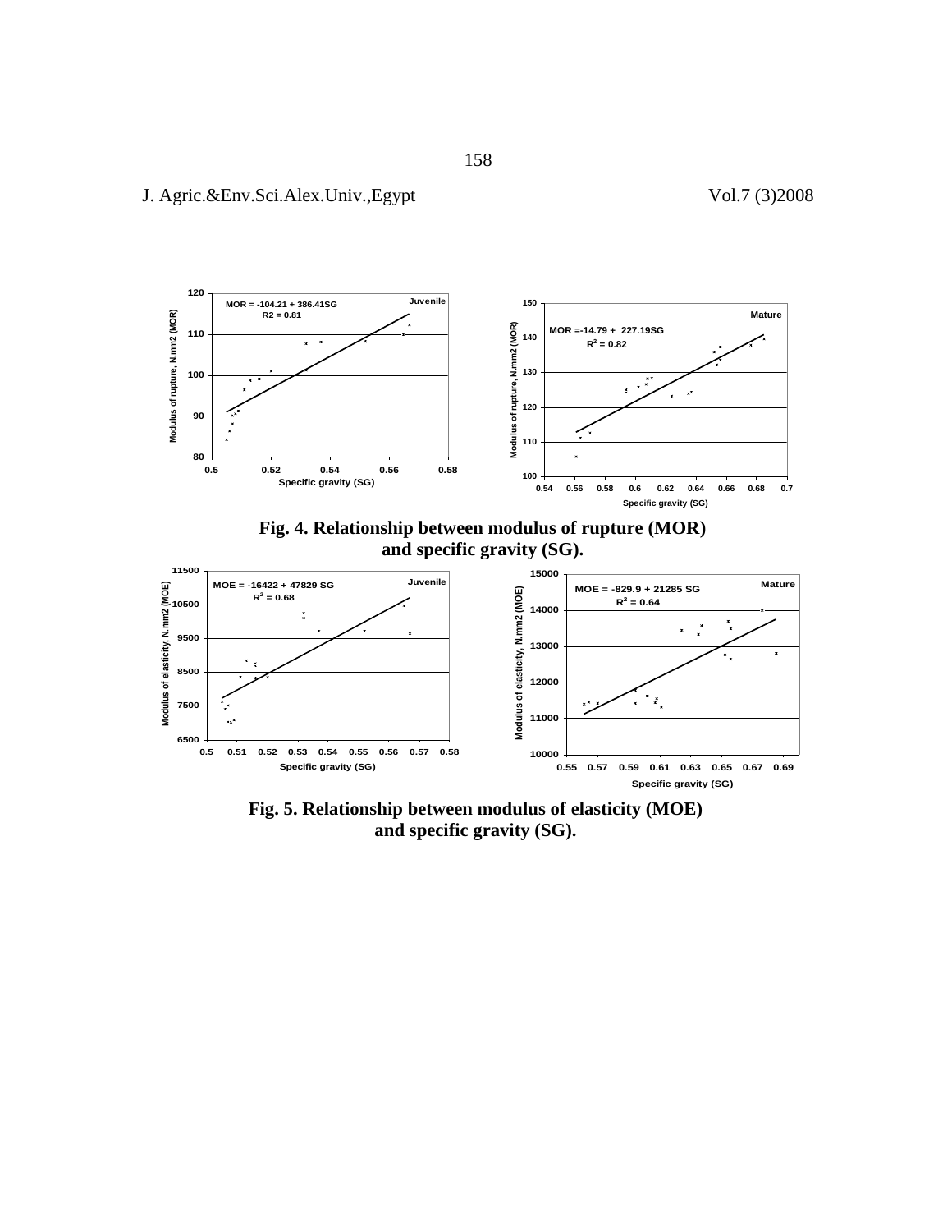Fig. 4. Relationship between modulus of rupture (MOR) and specific gravity (SG).

Fig. 5. Relationship between modulus of elasticity (MOE) and specific gravity (SG).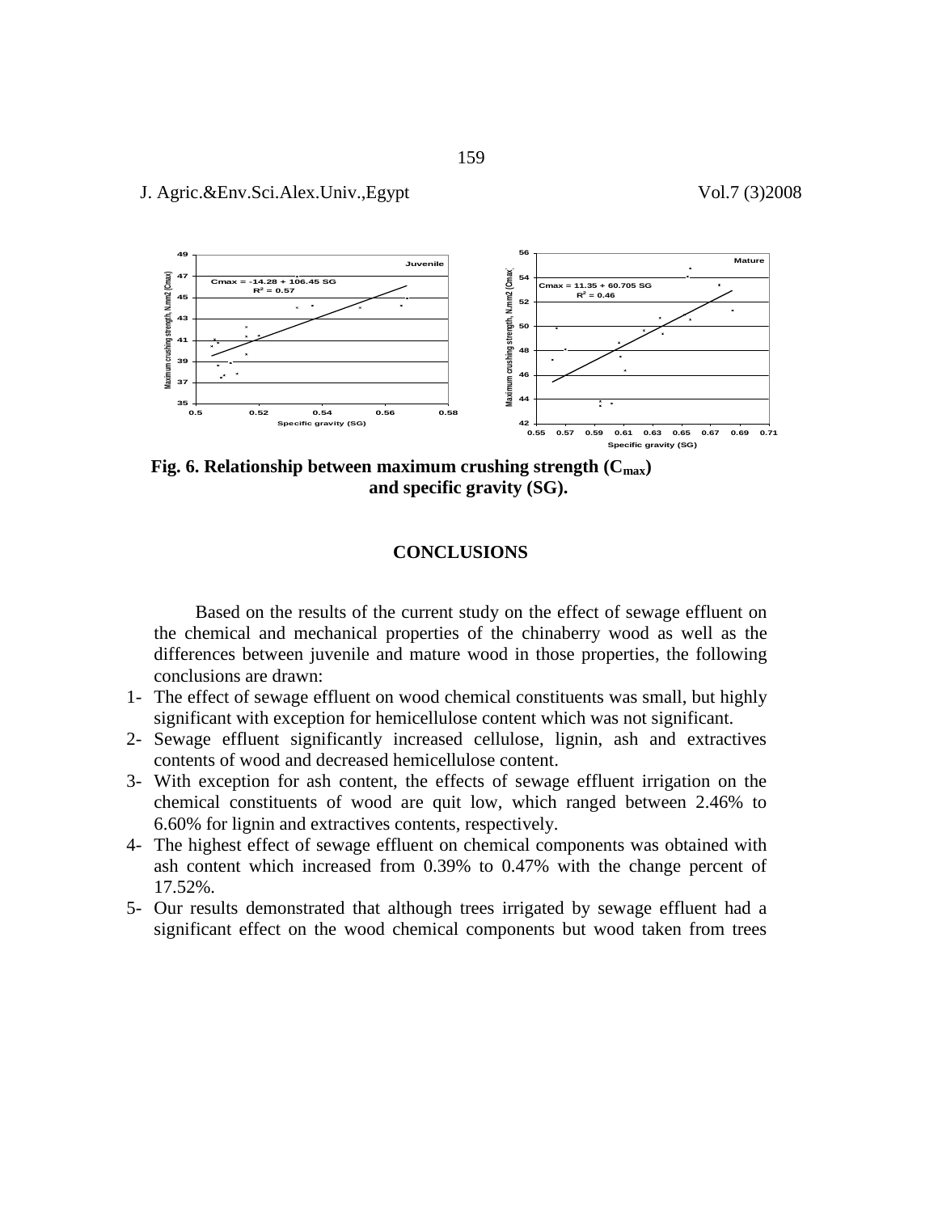Fig. 6. Relationship between maximum crushing strength ($C_{max}$) and specific gravity (SG).

## CONCLUSIONS

Based on the results of the current study on the effect of sewage effluent on the chemical and mechanical properties of the chinaberry wood as well as the differences between juvenile and mature wood in those properties, the following conclusions are drawn:

1. The effect of sewage effluent on wood chemical constituents was small, but highly significant with exception for hemicellulose content which was not significant.
2. Sewage effluent significantly increased cellulose, lignin, ash and extractives contents of wood and decreased hemicellulose content.
3. With exception for ash content, the effects of sewage effluent irrigation on the chemical constituents of wood are quit low, which ranged between 2.46% to 6.60% for lignin and extractives contents, respectively.
4. The highest effect of sewage effluent on chemical components was obtained with ash content which increased from 0.39% to 0.47% with the change percent of 17.52%.
5. Our results demonstrated that although trees irrigated by sewage effluent had a significant effect on the wood chemical components but wood taken from trees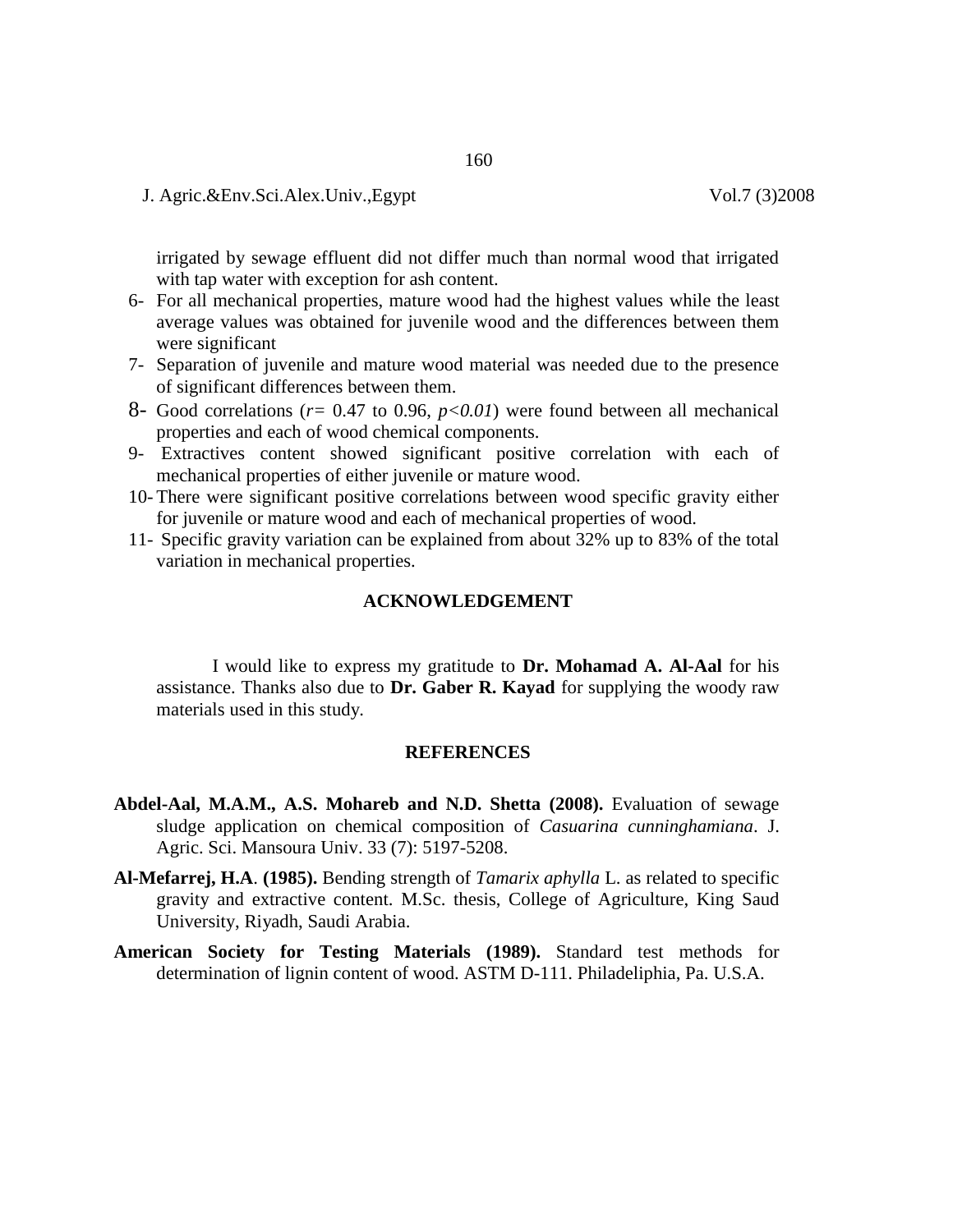irrigated by sewage effluent did not differ much than normal wood that irrigated with tap water with exception for ash content.

6- For all mechanical properties, mature wood had the highest values while the least average values was obtained for juvenile wood and the differences between them were significant
7- Separation of juvenile and mature wood material was needed due to the presence of significant differences between them.
8- Good correlations ($r$= 0.47 to 0.96, $p<0.01$) were found between all mechanical properties and each of wood chemical components.
9- Extractives content showed significant positive correlation with each of mechanical properties of either juvenile or mature wood.
10- There were significant positive correlations between wood specific gravity either for juvenile or mature wood and each of mechanical properties of wood.
11- Specific gravity variation can be explained from about 32% up to 83% of the total variation in mechanical properties.

## ACKNOWLEDGEMENT

I would like to express my gratitude to **Dr. Mohamad A. Al-Aal** for his assistance. Thanks also due to **Dr. Gaber R. Kayad** for supplying the woody raw materials used in this study.

## REFERENCES

**Abdel-Aal, M.A.M., A.S. Mohareb and N.D. Shetta (2008).** Evaluation of sewage sludge application on chemical composition of *Casuarina cunninghamiana*. J. Agric. Sci. Mansoura Univ. 33 (7): 5197-5208.

**Al-Mefarrej, H.A. (1985).** Bending strength of *Tamarix aphylla* L. as related to specific gravity and extractive content. M.Sc. thesis, College of Agriculture, King Saud University, Riyadh, Saudi Arabia.

**American Society for Testing Materials (1989).** Standard test methods for determination of lignin content of wood. ASTM D-111. Philadeliphia, Pa. U.S.A.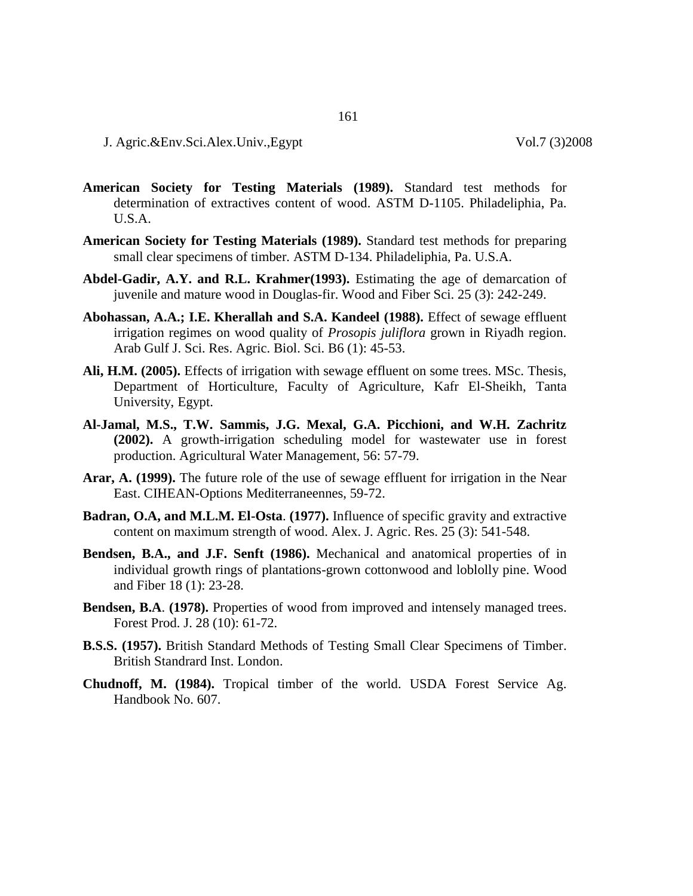**American Society for Testing Materials (1989).** Standard test methods for determination of extractives content of wood. ASTM D-1105. Philadeliphia, Pa. U.S.A.

**American Society for Testing Materials (1989).** Standard test methods for preparing small clear specimens of timber. ASTM D-134. Philadeliphia, Pa. U.S.A.

**Abdel-Gadir, A.Y. and R.L. Krahmer(1993).** Estimating the age of demarcation of juvenile and mature wood in Douglas-fir. Wood and Fiber Sci. 25 (3): 242-249.

**Abohassan, A.A.; I.E. Kherallah and S.A. Kandeel (1988).** Effect of sewage effluent irrigation regimes on wood quality of *Prosopis juliflora* grown in Riyadh region. Arab Gulf J. Sci. Res. Agric. Biol. Sci. B6 (1): 45-53.

**Ali, H.M. (2005).** Effects of irrigation with sewage effluent on some trees. MSc. Thesis, Department of Horticulture, Faculty of Agriculture, Kafr El-Sheikh, Tanta University, Egypt.

**Al-Jamal, M.S., T.W. Sammis, J.G. Mexal, G.A. Picchioni, and W.H. Zachritz (2002).** A growth-irrigation scheduling model for wastewater use in forest production. Agricultural Water Management, 56: 57-79.

**Arar, A. (1999).** The future role of the use of sewage effluent for irrigation in the Near East. CIHEAN-Options Mediterraneennes, 59-72.

**Badran, O.A, and M.L.M. El-Osta. (1977).** Influence of specific gravity and extractive content on maximum strength of wood. Alex. J. Agric. Res. 25 (3): 541-548.

**Bendsen, B.A., and J.F. Senft (1986).** Mechanical and anatomical properties of in individual growth rings of plantations-grown cottonwood and loblolly pine. Wood and Fiber 18 (1): 23-28.

**Bendsen, B.A. (1978).** Properties of wood from improved and intensely managed trees. Forest Prod. J. 28 (10): 61-72.

**B.S.S. (1957).** British Standard Methods of Testing Small Clear Specimens of Timber. British Standrard Inst. London.

**Chudnoff, M. (1984).** Tropical timber of the world. USDA Forest Service Ag. Handbook No. 607.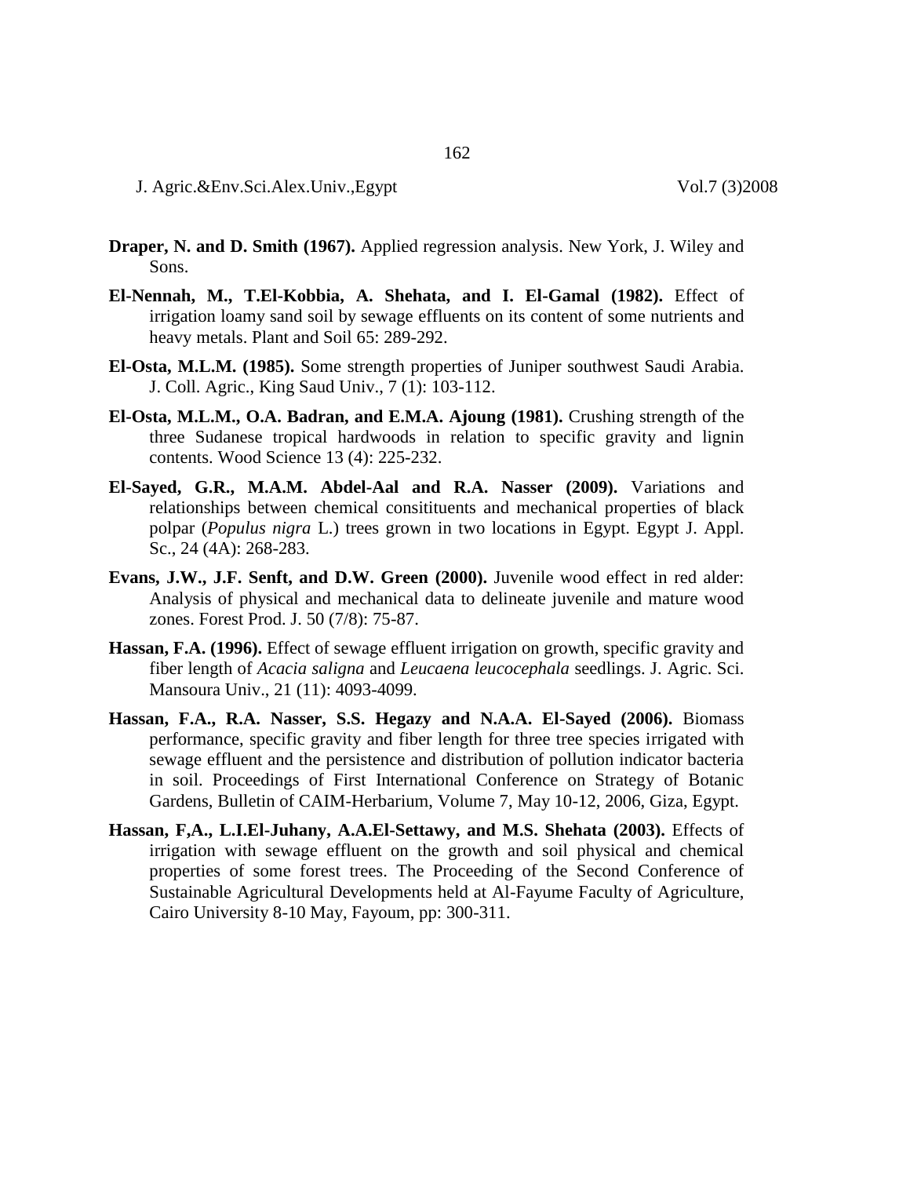**Draper, N. and D. Smith (1967).** Applied regression analysis. New York, J. Wiley and Sons.

**El-Nennah, M., T.El-Kobbia, A. Shehata, and I. El-Gamal (1982).** Effect of irrigation loamy sand soil by sewage effluents on its content of some nutrients and heavy metals. Plant and Soil 65: 289-292.

**El-Osta, M.L.M. (1985).** Some strength properties of Juniper southwest Saudi Arabia. J. Coll. Agric., King Saud Univ., 7 (1): 103-112.

**El-Osta, M.L.M., O.A. Badran, and E.M.A. Ajoung (1981).** Crushing strength of the three Sudanese tropical hardwoods in relation to specific gravity and lignin contents. Wood Science 13 (4): 225-232.

**El-Sayed, G.R., M.A.M. Abdel-Aal and R.A. Nasser (2009).** Variations and relationships between chemical consitituents and mechanical properties of black polpar (*Populus nigra* L.) trees grown in two locations in Egypt. Egypt J. Appl. Sc., 24 (4A): 268-283.

**Evans, J.W., J.F. Senft, and D.W. Green (2000).** Juvenile wood effect in red alder: Analysis of physical and mechanical data to delineate juvenile and mature wood zones. Forest Prod. J. 50 (7/8): 75-87.

**Hassan, F.A. (1996).** Effect of sewage effluent irrigation on growth, specific gravity and fiber length of *Acacia saligna* and *Leucaena leucocephala* seedlings. J. Agric. Sci. Mansoura Univ., 21 (11): 4093-4099.

**Hassan, F.A., R.A. Nasser, S.S. Hegazy and N.A.A. El-Sayed (2006).** Biomass performance, specific gravity and fiber length for three tree species irrigated with sewage effluent and the persistence and distribution of pollution indicator bacteria in soil. Proceedings of First International Conference on Strategy of Botanic Gardens, Bulletin of CAIM-Herbarium, Volume 7, May 10-12, 2006, Giza, Egypt.

**Hassan, F,A., L.I.El-Juhany, A.A.El-Settawy, and M.S. Shehata (2003).** Effects of irrigation with sewage effluent on the growth and soil physical and chemical properties of some forest trees. The Proceeding of the Second Conference of Sustainable Agricultural Developments held at Al-Fayume Faculty of Agriculture, Cairo University 8-10 May, Fayoum, pp: 300-311.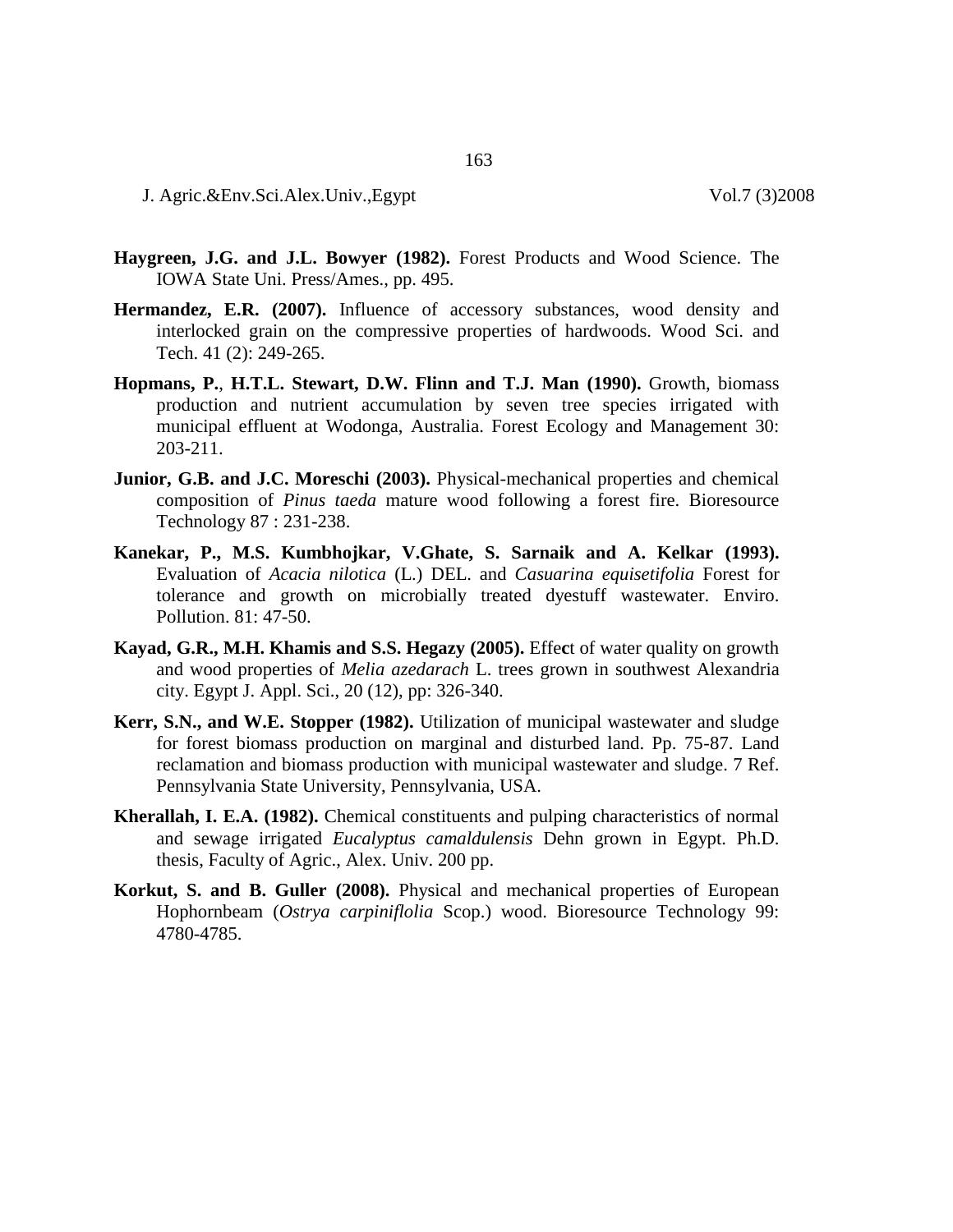**Haygreen, J.G. and J.L. Bowyer (1982).** Forest Products and Wood Science. The IOWA State Uni. Press/Ames., pp. 495.

**Hermandez, E.R. (2007).** Influence of accessory substances, wood density and interlocked grain on the compressive properties of hardwoods. Wood Sci. and Tech. 41 (2): 249-265.

**Hopmans, P.**, **H.T.L. Stewart, D.W. Flinn and T.J. Man (1990).** Growth, biomass production and nutrient accumulation by seven tree species irrigated with municipal effluent at Wodonga, Australia. Forest Ecology and Management 30: 203-211.

**Junior, G.B. and J.C. Moreschi (2003).** Physical-mechanical properties and chemical composition of *Pinus taeda* mature wood following a forest fire. Bioresource Technology 87 : 231-238.

**Kanekar, P., M.S. Kumbhojkar, V.Ghate, S. Sarnaik and A. Kelkar (1993).** Evaluation of *Acacia nilotica* (L.) DEL. and *Casuarina equisetifolia* Forest for tolerance and growth on microbially treated dyestuff wastewater. Enviro. Pollution. 81: 47-50.

**Kayad, G.R., M.H. Khamis and S.S. Hegazy (2005).** Effect of water quality on growth and wood properties of *Melia azedarach* L. trees grown in southwest Alexandria city. Egypt J. Appl. Sci., 20 (12), pp: 326-340.

**Kerr, S.N., and W.E. Stopper (1982).** Utilization of municipal wastewater and sludge for forest biomass production on marginal and disturbed land. Pp. 75-87. Land reclamation and biomass production with municipal wastewater and sludge. 7 Ref. Pennsylvania State University, Pennsylvania, USA.

**Kherallah, I. E.A. (1982).** Chemical constituents and pulping characteristics of normal and sewage irrigated *Eucalyptus camaldulensis* Dehn grown in Egypt. Ph.D. thesis, Faculty of Agric., Alex. Univ. 200 pp.

**Korkut, S. and B. Guller (2008).** Physical and mechanical properties of European Hophornbeam (*Ostrya carpiniflolia* Scop.) wood. Bioresource Technology 99: 4780-4785.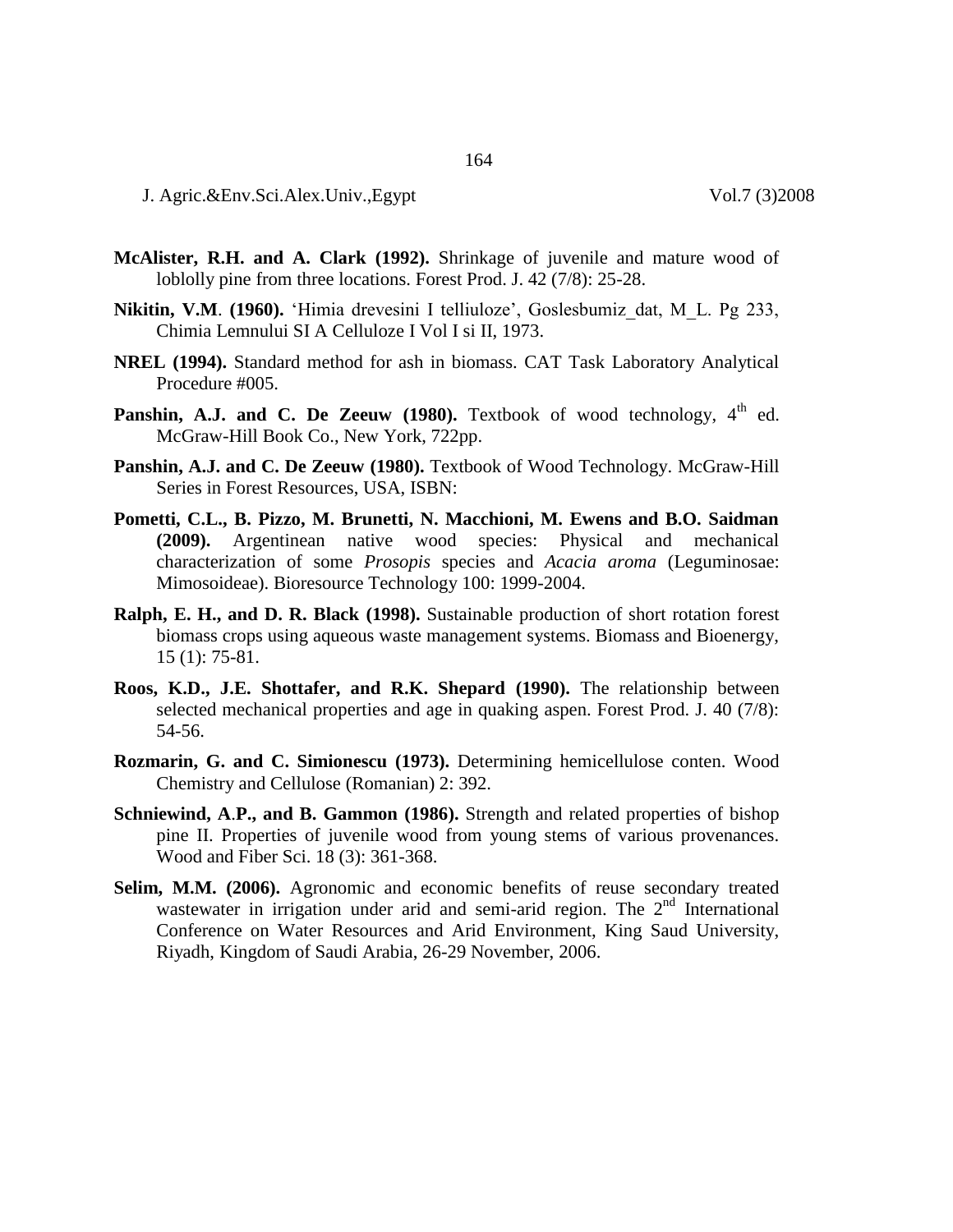**McAlister, R.H. and A. Clark (1992).** Shrinkage of juvenile and mature wood of loblolly pine from three locations. Forest Prod. J. 42 (7/8): 25-28.

**Nikitin, V.M. (1960).** 'Himia drevesini I telliuloze', Goslesbumiz_dat, M_L. Pg 233, Chimia Lemnului SI A Celluloze I Vol I si II, 1973.

**NREL (1994).** Standard method for ash in biomass. CAT Task Laboratory Analytical Procedure #005.

**Panshin, A.J. and C. De Zeeuw (1980).** Textbook of wood technology, 4th ed. McGraw-Hill Book Co., New York, 722pp.

**Panshin, A.J. and C. De Zeeuw (1980).** Textbook of Wood Technology. McGraw-Hill Series in Forest Resources, USA, ISBN:

**Pometti, C.L., B. Pizzo, M. Brunetti, N. Macchioni, M. Ewens and B.O. Saidman (2009).** Argentinean native wood species: Physical and mechanical characterization of some *Prosopis* species and *Acacia aroma* (Leguminosae: Mimosoideae). Bioresource Technology 100: 1999-2004.

**Ralph, E. H., and D. R. Black (1998).** Sustainable production of short rotation forest biomass crops using aqueous waste management systems. Biomass and Bioenergy, 15 (1): 75-81.

**Roos, K.D., J.E. Shottafer, and R.K. Shepard (1990).** The relationship between selected mechanical properties and age in quaking aspen. Forest Prod. J. 40 (7/8): 54-56.

**Rozmarin, G. and C. Simionescu (1973).** Determining hemicellulose conten. Wood Chemistry and Cellulose (Romanian) 2: 392.

**Schniewind, A.P., and B. Gammon (1986).** Strength and related properties of bishop pine II. Properties of juvenile wood from young stems of various provenances. Wood and Fiber Sci. 18 (3): 361-368.

**Selim, M.M. (2006).** Agronomic and economic benefits of reuse secondary treated wastewater in irrigation under arid and semi-arid region. The 2nd International Conference on Water Resources and Arid Environment, King Saud University, Riyadh, Kingdom of Saudi Arabia, 26-29 November, 2006.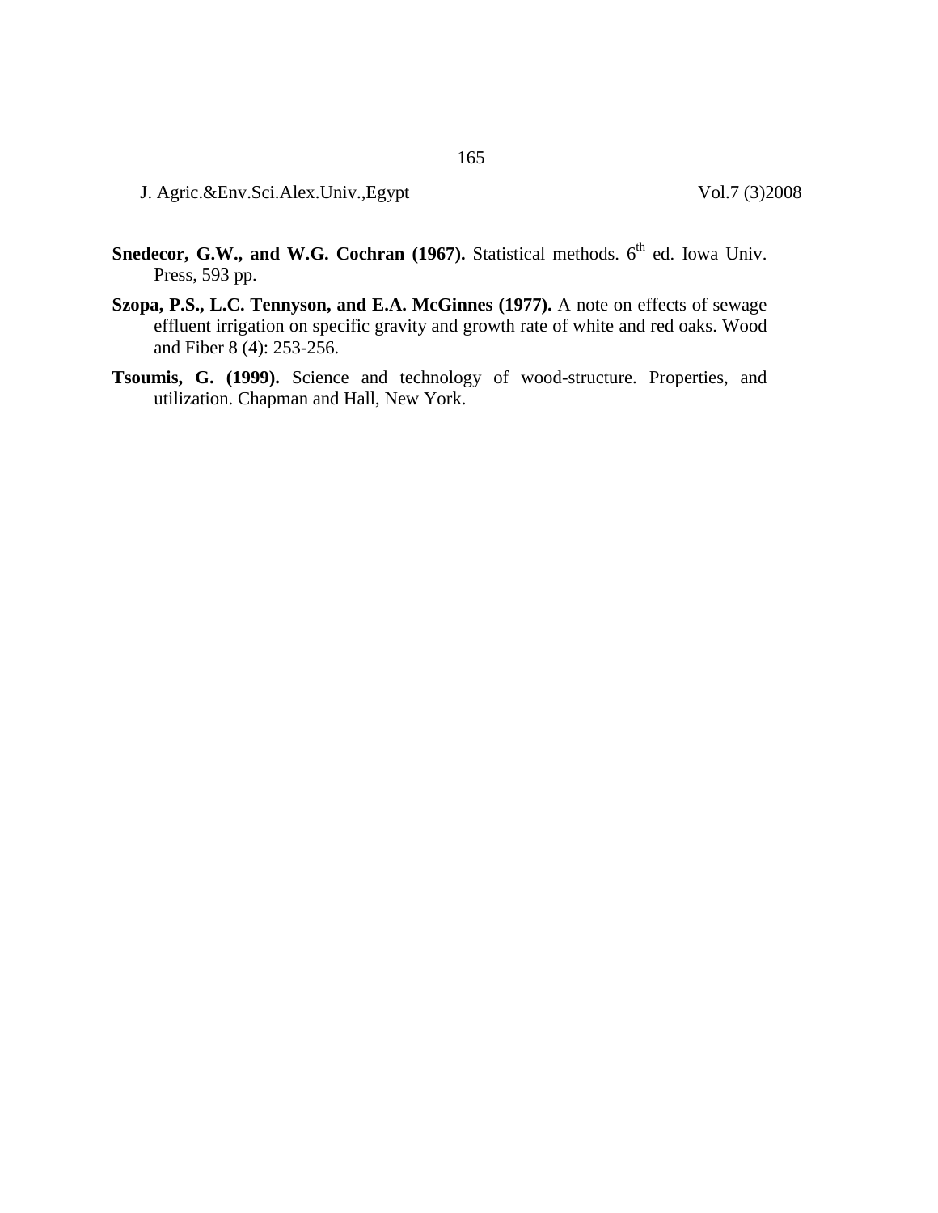**Snedecor, G.W., and W.G. Cochran (1967).** Statistical methods. 6th ed. Iowa Univ. Press, 593 pp.

**Szopa, P.S., L.C. Tennyson, and E.A. McGinnes (1977).** A note on effects of sewage effluent irrigation on specific gravity and growth rate of white and red oaks. Wood and Fiber 8 (4): 253-256.

**Tsoumis, G. (1999).** Science and technology of wood-structure. Properties, and utilization. Chapman and Hall, New York.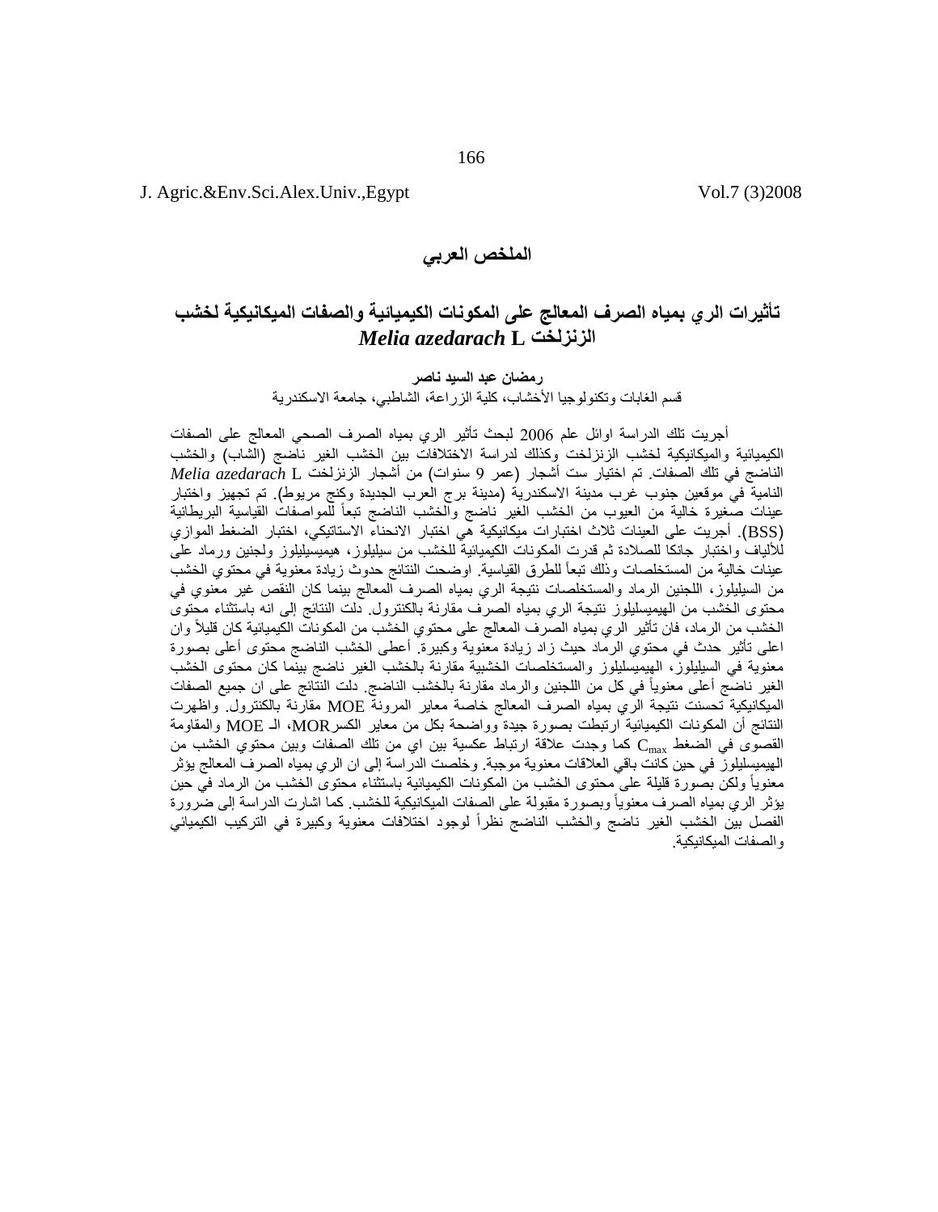# الملخص العربي

## تأثيرات الري بمياه الصرف المعالج على المكونات الكيميائية والصفات الميكانيكية لخشب الزنزلخت *Melia azedarach* L

**رمضان عبد السيد ناصر**

قسم الغابات وتكنولوجيا الأخشاب، كلية الزراعة، الشاطبي، جامعة الاسكندرية

أجريت تلك الدراسة اوائل علم 2006 لبحث تأثير الري بمياه الصرف الصحي المعالج على الصفات الكيميائية والميكانيكية لخشب الزنزلخت وكذلك لدراسة الاختلافات بين الخشب الغير ناضج (الشاب) والخشب الناضج في تلك الصفات. تم اختيار ست أشجار (عمر 9 سنوات) من أشجار الزنزلخت *Melia azedarach* L النامية في موقعين جنوب غرب مدينة الاسكندرية (مدينة برج العرب الجديدة وكنج مريوط). تم تجهيز واختبار عينات صغيرة خالية من العيوب من الخشب الغير ناضج والخشب الناضج تبعاً للمواصفات القياسية البريطانية (BSS). أجريت على العينات ثلاث اختبارات ميكانيكية هي اختبار الانحناء الاستاتيكي، اختبار الضغط الموازي للألياف واختبار جانكا للصلادة ثم قدرت المكونات الكيميائية للخشب من سيليلوز، هيميسيليلوز ولجنين ورماد على عينات خالية من المستخلصات وذلك تبعاً للطرق القياسية. اوضحت النتائج حدوث زيادة معنوية في محتوي الخشب من السيليلوز، اللجنين الرماد والمستخلصات نتيجة الري بمياه الصرف المعالج بينما كان النقص غير معنوي في محتوى الخشب من الهيميسليلوز نتيجة الري بمياه الصرف مقارنة بالكنترول. دلت النتائج إلى انه باستثناء محتوى الخشب من الرماد، فان تأثير الري بمياه الصرف المعالج على محتوي الخشب من المكونات الكيميائية كان قليلاً وان اعلى تأثير حدث في محتوي الرماد حيث زاد زيادة معنوية وكبيرة. أعطى الخشب الناضج محتوى أعلى بصورة معنوية في السيليلوز، الهيميسليلوز والمستخلصات الخشبية مقارنة بالخشب الغير ناضج بينما كان محتوى الخشب الغير ناضج أعلى معنوياً في كل من اللجنين والرماد مقارنة بالخشب الناضج. دلت النتائج على ان جميع الصفات الميكانيكية تحسنت نتيجة الري بمياه الصرف المعالج خاصة معاير المرونة MOE مقارنة بالكنترول. واظهرت النتائج أن المكونات الكيميائية ارتبطت بصورة جيدة وواضحة بكل من معاير الكسرMOR، الـ MOE والمقاومة القصوى في الضغط $C_{max}$ كما وجدت علاقة ارتباط عكسية بين اي من تلك الصفات وبين محتوي الخشب من الهيميسليلوز في حين كانت باقي العلاقات معنوية موجبة. وخلصت الدراسة إلى ان الري بمياه الصرف المعالج يؤثر معنوياً ولكن بصورة قليلة على محتوى الخشب من المكونات الكيميائية باستثناء محتوى الخشب من الرماد في حين يؤثر الري بمياه الصرف معنوياً وبصورة مقبولة على الصفات الميكانيكية للخشب. كما اشارت الدراسة إلى ضرورة الفصل بين الخشب الغير ناضج والخشب الناضج نظراً لوجود اختلافات معنوية وكبيرة في التركيب الكيميائي والصفات الميكانيكية.